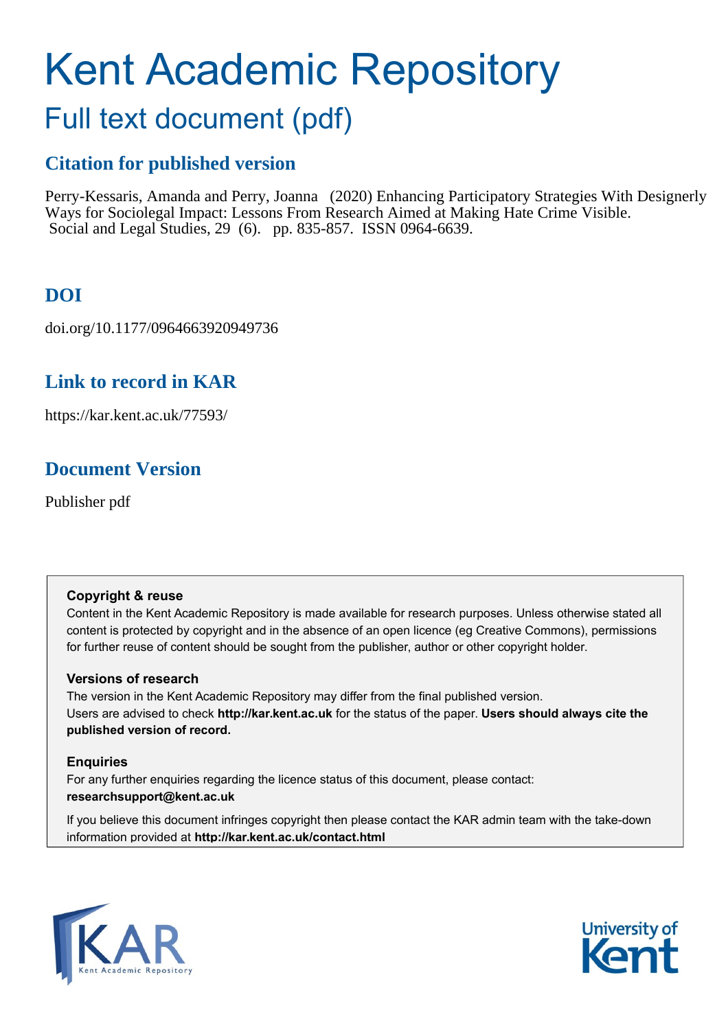# Kent Academic Repository

## Full text document (pdf)

### Citation for published version

Perry-Kessaris, Amanda and Perry, Joanna (2020) Enhancing Participatory Strategies With Designerly Ways for Sociolegal Impact: Lessons From Research Aimed at Making Hate Crime Visible. Social and Legal Studies, 29 (6). pp. 835-857. ISSN 0964-6639.

### DOI

doi.org/10.1177/0964663920949736

### Link to record in KAR

https://kar.kent.ac.uk/77593/

### Document Version

Publisher pdf

**Copyright & reuse**

Content in the Kent Academic Repository is made available for research purposes. Unless otherwise stated all content is protected by copyright and in the absence of an open licence (eg Creative Commons), permissions for further reuse of content should be sought from the publisher, author or other copyright holder.

**Versions of research**

The version in the Kent Academic Repository may differ from the final published version.
Users are advised to check **http://kar.kent.ac.uk** for the status of the paper. **Users should always cite the published version of record.**

**Enquiries**

For any further enquiries regarding the licence status of this document, please contact:
**researchsupport@kent.ac.uk**

If you believe this document infringes copyright then please contact the KAR admin team with the take-down information provided at **http://kar.kent.ac.uk/contact.html**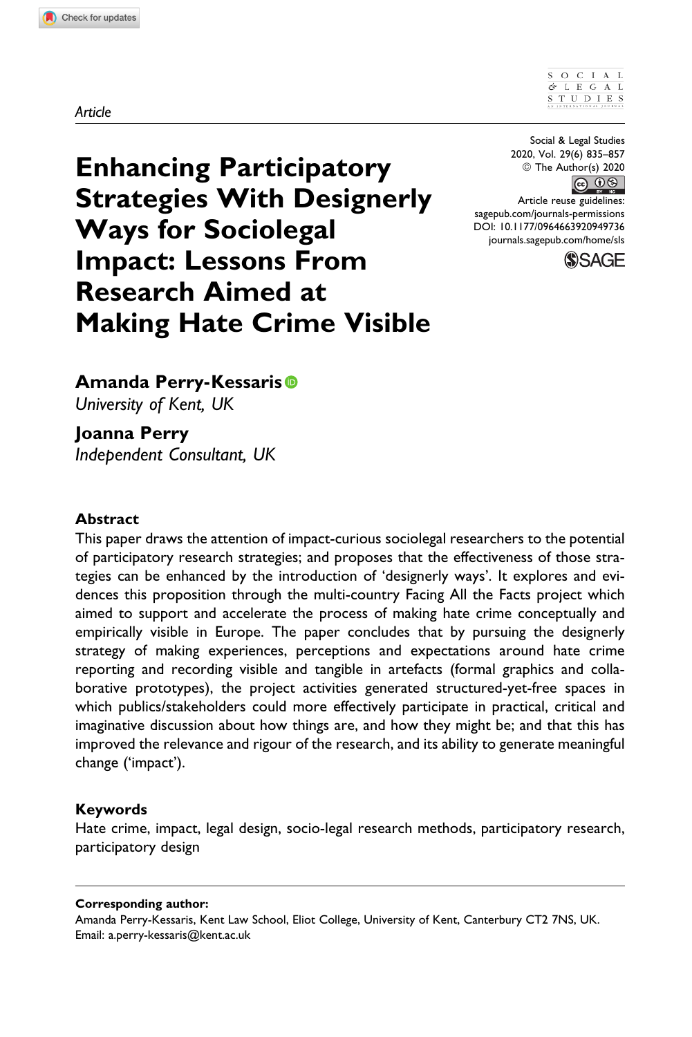Article

# Enhancing Participatory Strategies With Designerly Ways for Sociolegal Impact: Lessons From Research Aimed at Making Hate Crime Visible

**Amanda Perry-Kessaris**
*University of Kent, UK*

**Joanna Perry**
*Independent Consultant, UK*

### Abstract

This paper draws the attention of impact-curious sociolegal researchers to the potential of participatory research strategies; and proposes that the effectiveness of those strategies can be enhanced by the introduction of 'designerly ways'. It explores and evidences this proposition through the multi-country Facing All the Facts project which aimed to support and accelerate the process of making hate crime conceptually and empirically visible in Europe. The paper concludes that by pursuing the designerly strategy of making experiences, perceptions and expectations around hate crime reporting and recording visible and tangible in artefacts (formal graphics and collaborative prototypes), the project activities generated structured-yet-free spaces in which publics/stakeholders could more effectively participate in practical, critical and imaginative discussion about how things are, and how they might be; and that this has improved the relevance and rigour of the research, and its ability to generate meaningful change ('impact').

### Keywords

Hate crime, impact, legal design, socio-legal research methods, participatory research, participatory design

**Corresponding author:**
Amanda Perry-Kessaris, Kent Law School, Eliot College, University of Kent, Canterbury CT2 7NS, UK.
Email: a.perry-kessaris@kent.ac.uk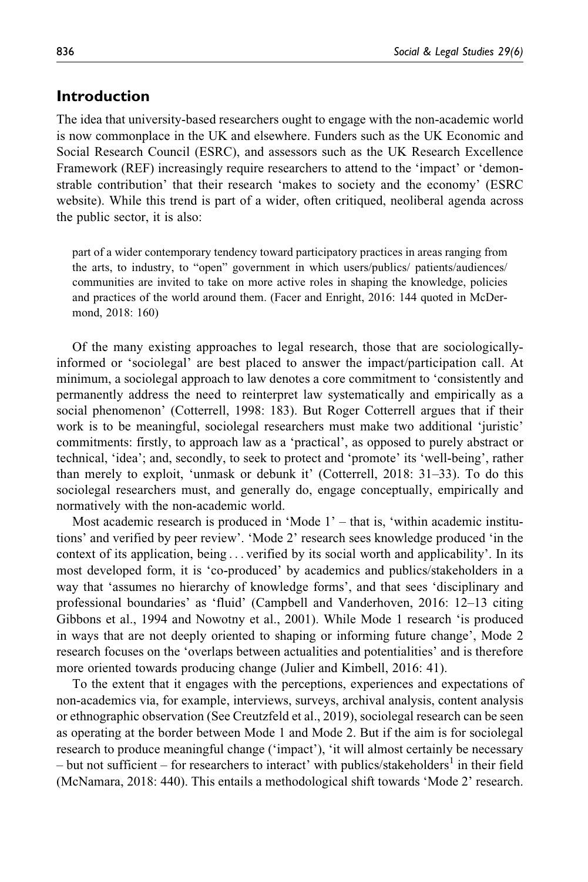## Introduction

The idea that university-based researchers ought to engage with the non-academic world is now commonplace in the UK and elsewhere. Funders such as the UK Economic and Social Research Council (ESRC), and assessors such as the UK Research Excellence Framework (REF) increasingly require researchers to attend to the 'impact' or 'demonstrable contribution' that their research 'makes to society and the economy' (ESRC website). While this trend is part of a wider, often critiqued, neoliberal agenda across the public sector, it is also:

> part of a wider contemporary tendency toward participatory practices in areas ranging from the arts, to industry, to "open" government in which users/publics/ patients/audiences/ communities are invited to take on more active roles in shaping the knowledge, policies and practices of the world around them. (Facer and Enright, 2016: 144 quoted in McDermond, 2018: 160)

Of the many existing approaches to legal research, those that are sociologically-informed or 'sociolegal' are best placed to answer the impact/participation call. At minimum, a sociolegal approach to law denotes a core commitment to 'consistently and permanently address the need to reinterpret law systematically and empirically as a social phenomenon' (Cotterrell, 1998: 183). But Roger Cotterrell argues that if their work is to be meaningful, sociolegal researchers must make two additional 'juristic' commitments: firstly, to approach law as a 'practical', as opposed to purely abstract or technical, 'idea'; and, secondly, to seek to protect and 'promote' its 'well-being', rather than merely to exploit, 'unmask or debunk it' (Cotterrell, 2018: 31–33). To do this sociolegal researchers must, and generally do, engage conceptually, empirically and normatively with the non-academic world.

Most academic research is produced in 'Mode 1' – that is, 'within academic institutions' and verified by peer review'. 'Mode 2' research sees knowledge produced 'in the context of its application, being . . . verified by its social worth and applicability'. In its most developed form, it is 'co-produced' by academics and publics/stakeholders in a way that 'assumes no hierarchy of knowledge forms', and that sees 'disciplinary and professional boundaries' as 'fluid' (Campbell and Vanderhoven, 2016: 12–13 citing Gibbons et al., 1994 and Nowotny et al., 2001). While Mode 1 research 'is produced in ways that are not deeply oriented to shaping or informing future change', Mode 2 research focuses on the 'overlaps between actualities and potentialities' and is therefore more oriented towards producing change (Julier and Kimbell, 2016: 41).

To the extent that it engages with the perceptions, experiences and expectations of non-academics via, for example, interviews, surveys, archival analysis, content analysis or ethnographic observation (See Creutzfeld et al., 2019), sociolegal research can be seen as operating at the border between Mode 1 and Mode 2. But if the aim is for sociolegal research to produce meaningful change ('impact'), 'it will almost certainly be necessary – but not sufficient – for researchers to interact' with publics/stakeholders[1] in their field (McNamara, 2018: 440). This entails a methodological shift towards 'Mode 2' research.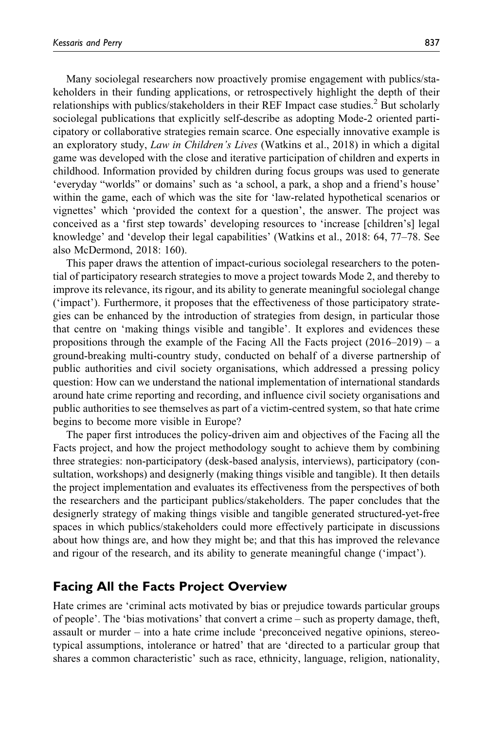Many sociolegal researchers now proactively promise engagement with publics/stakeholders in their funding applications, or retrospectively highlight the depth of their relationships with publics/stakeholders in their REF Impact case studies.[2] But scholarly sociolegal publications that explicitly self-describe as adopting Mode-2 oriented participatory or collaborative strategies remain scarce. One especially innovative example is an exploratory study, *Law in Children's Lives* (Watkins et al., 2018) in which a digital game was developed with the close and iterative participation of children and experts in childhood. Information provided by children during focus groups was used to generate 'everyday "worlds" or domains' such as 'a school, a park, a shop and a friend's house' within the game, each of which was the site for 'law-related hypothetical scenarios or vignettes' which 'provided the context for a question', the answer. The project was conceived as a 'first step towards' developing resources to 'increase [children's] legal knowledge' and 'develop their legal capabilities' (Watkins et al., 2018: 64, 77–78. See also McDermond, 2018: 160).

This paper draws the attention of impact-curious sociolegal researchers to the potential of participatory research strategies to move a project towards Mode 2, and thereby to improve its relevance, its rigour, and its ability to generate meaningful sociolegal change ('impact'). Furthermore, it proposes that the effectiveness of those participatory strategies can be enhanced by the introduction of strategies from design, in particular those that centre on 'making things visible and tangible'. It explores and evidences these propositions through the example of the Facing All the Facts project (2016–2019) – a ground-breaking multi-country study, conducted on behalf of a diverse partnership of public authorities and civil society organisations, which addressed a pressing policy question: How can we understand the national implementation of international standards around hate crime reporting and recording, and influence civil society organisations and public authorities to see themselves as part of a victim-centred system, so that hate crime begins to become more visible in Europe?

The paper first introduces the policy-driven aim and objectives of the Facing all the Facts project, and how the project methodology sought to achieve them by combining three strategies: non-participatory (desk-based analysis, interviews), participatory (consultation, workshops) and designerly (making things visible and tangible). It then details the project implementation and evaluates its effectiveness from the perspectives of both the researchers and the participant publics/stakeholders. The paper concludes that the designerly strategy of making things visible and tangible generated structured-yet-free spaces in which publics/stakeholders could more effectively participate in discussions about how things are, and how they might be; and that this has improved the relevance and rigour of the research, and its ability to generate meaningful change ('impact').

## Facing All the Facts Project Overview

Hate crimes are 'criminal acts motivated by bias or prejudice towards particular groups of people'. The 'bias motivations' that convert a crime – such as property damage, theft, assault or murder – into a hate crime include 'preconceived negative opinions, stereotypical assumptions, intolerance or hatred' that are 'directed to a particular group that shares a common characteristic' such as race, ethnicity, language, religion, nationality,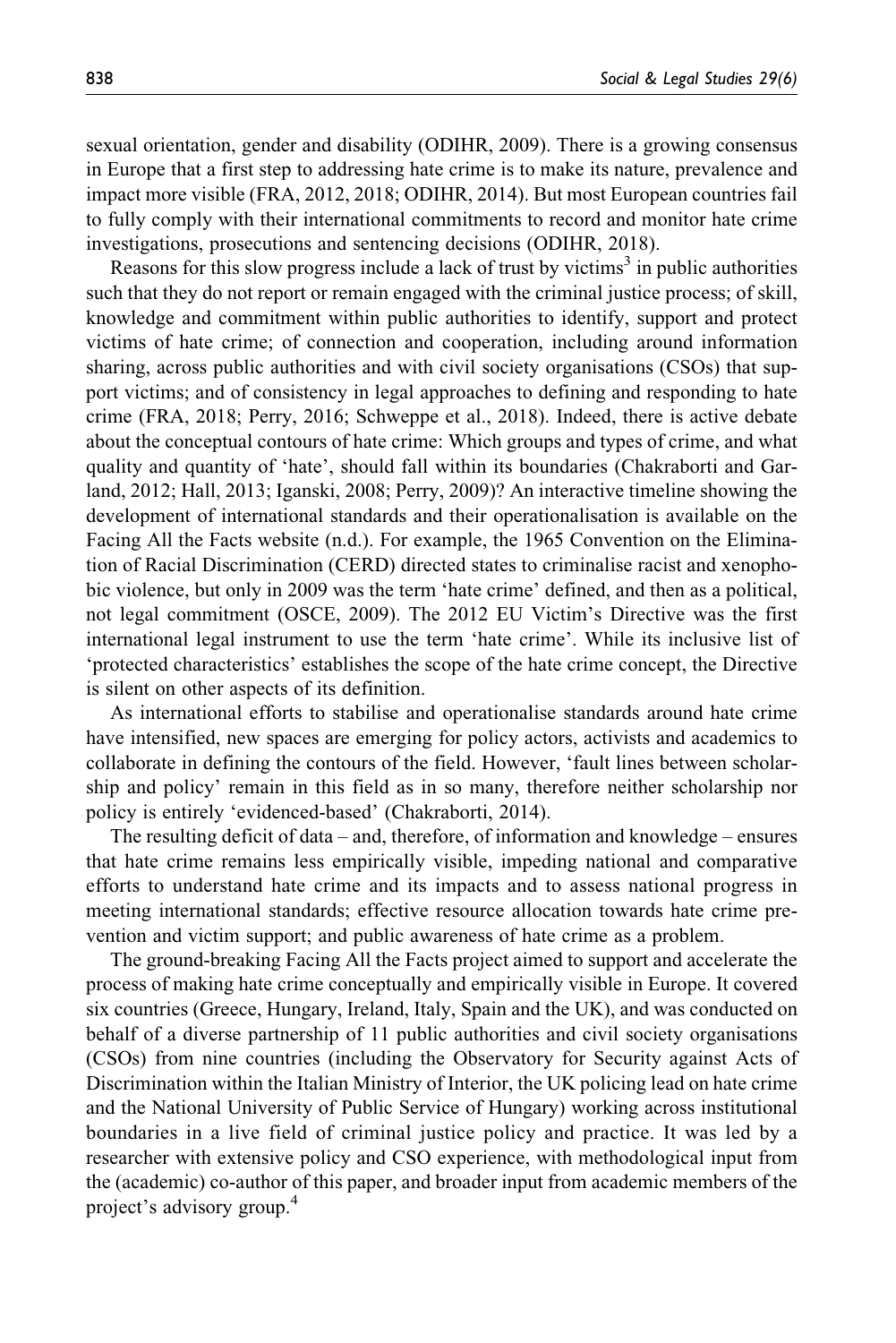sexual orientation, gender and disability (ODIHR, 2009). There is a growing consensus in Europe that a first step to addressing hate crime is to make its nature, prevalence and impact more visible (FRA, 2012, 2018; ODIHR, 2014). But most European countries fail to fully comply with their international commitments to record and monitor hate crime investigations, prosecutions and sentencing decisions (ODIHR, 2018).

Reasons for this slow progress include a lack of trust by victims[3] in public authorities such that they do not report or remain engaged with the criminal justice process; of skill, knowledge and commitment within public authorities to identify, support and protect victims of hate crime; of connection and cooperation, including around information sharing, across public authorities and with civil society organisations (CSOs) that support victims; and of consistency in legal approaches to defining and responding to hate crime (FRA, 2018; Perry, 2016; Schweppe et al., 2018). Indeed, there is active debate about the conceptual contours of hate crime: Which groups and types of crime, and what quality and quantity of 'hate', should fall within its boundaries (Chakraborti and Garland, 2012; Hall, 2013; Iganski, 2008; Perry, 2009)? An interactive timeline showing the development of international standards and their operationalisation is available on the Facing All the Facts website (n.d.). For example, the 1965 Convention on the Elimination of Racial Discrimination (CERD) directed states to criminalise racist and xenophobic violence, but only in 2009 was the term 'hate crime' defined, and then as a political, not legal commitment (OSCE, 2009). The 2012 EU Victim's Directive was the first international legal instrument to use the term 'hate crime'. While its inclusive list of 'protected characteristics' establishes the scope of the hate crime concept, the Directive is silent on other aspects of its definition.

As international efforts to stabilise and operationalise standards around hate crime have intensified, new spaces are emerging for policy actors, activists and academics to collaborate in defining the contours of the field. However, 'fault lines between scholarship and policy' remain in this field as in so many, therefore neither scholarship nor policy is entirely 'evidenced-based' (Chakraborti, 2014).

The resulting deficit of data – and, therefore, of information and knowledge – ensures that hate crime remains less empirically visible, impeding national and comparative efforts to understand hate crime and its impacts and to assess national progress in meeting international standards; effective resource allocation towards hate crime prevention and victim support; and public awareness of hate crime as a problem.

The ground-breaking Facing All the Facts project aimed to support and accelerate the process of making hate crime conceptually and empirically visible in Europe. It covered six countries (Greece, Hungary, Ireland, Italy, Spain and the UK), and was conducted on behalf of a diverse partnership of 11 public authorities and civil society organisations (CSOs) from nine countries (including the Observatory for Security against Acts of Discrimination within the Italian Ministry of Interior, the UK policing lead on hate crime and the National University of Public Service of Hungary) working across institutional boundaries in a live field of criminal justice policy and practice. It was led by a researcher with extensive policy and CSO experience, with methodological input from the (academic) co-author of this paper, and broader input from academic members of the project's advisory group.[4]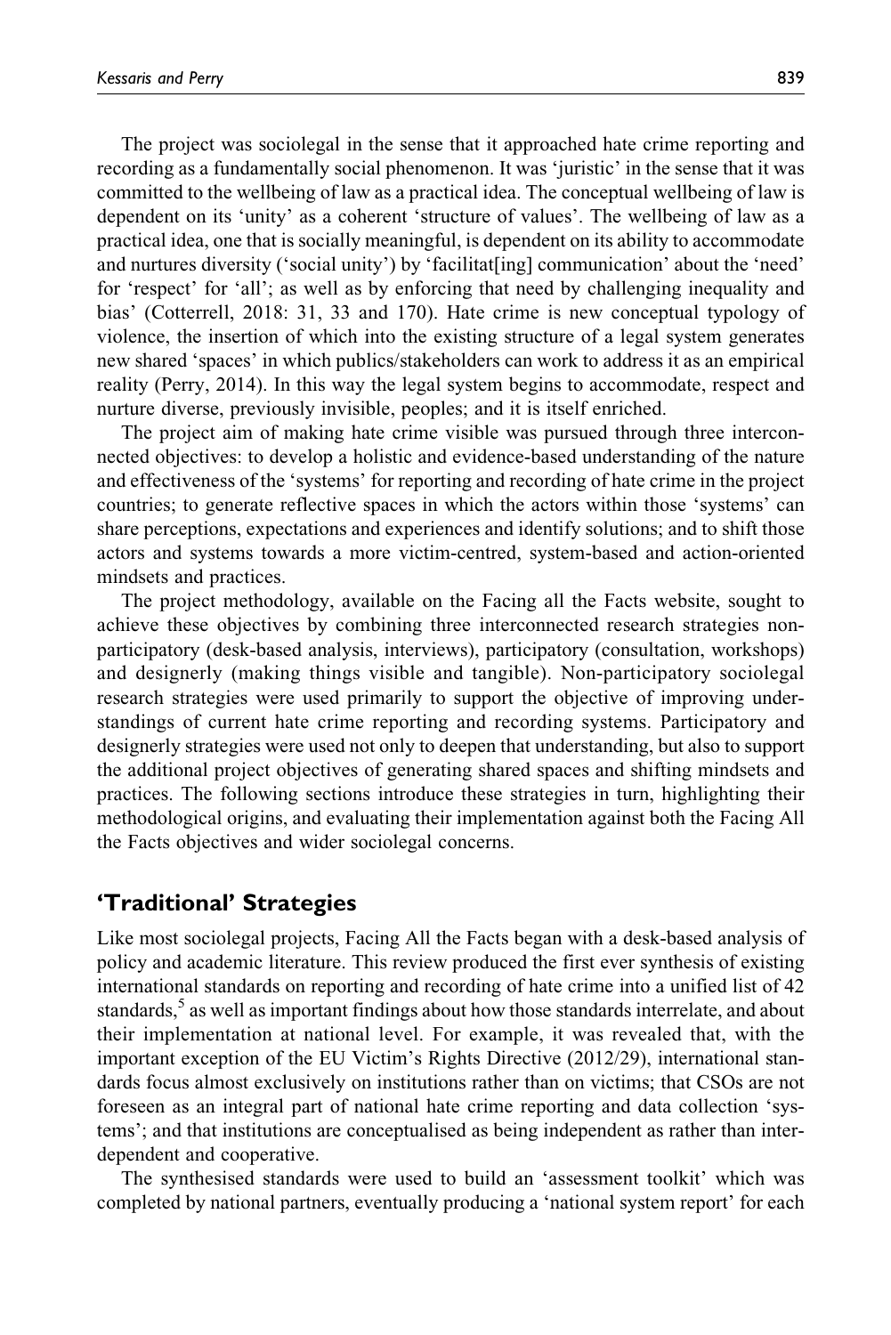The project was sociolegal in the sense that it approached hate crime reporting and recording as a fundamentally social phenomenon. It was 'juristic' in the sense that it was committed to the wellbeing of law as a practical idea. The conceptual wellbeing of law is dependent on its 'unity' as a coherent 'structure of values'. The wellbeing of law as a practical idea, one that is socially meaningful, is dependent on its ability to accommodate and nurtures diversity ('social unity') by 'facilitat[ing] communication' about the 'need' for 'respect' for 'all'; as well as by enforcing that need by challenging inequality and bias' (Cotterrell, 2018: 31, 33 and 170). Hate crime is new conceptual typology of violence, the insertion of which into the existing structure of a legal system generates new shared 'spaces' in which publics/stakeholders can work to address it as an empirical reality (Perry, 2014). In this way the legal system begins to accommodate, respect and nurture diverse, previously invisible, peoples; and it is itself enriched.

The project aim of making hate crime visible was pursued through three interconnected objectives: to develop a holistic and evidence-based understanding of the nature and effectiveness of the 'systems' for reporting and recording of hate crime in the project countries; to generate reflective spaces in which the actors within those 'systems' can share perceptions, expectations and experiences and identify solutions; and to shift those actors and systems towards a more victim-centred, system-based and action-oriented mindsets and practices.

The project methodology, available on the Facing all the Facts website, sought to achieve these objectives by combining three interconnected research strategies non-participatory (desk-based analysis, interviews), participatory (consultation, workshops) and designerly (making things visible and tangible). Non-participatory sociolegal research strategies were used primarily to support the objective of improving understandings of current hate crime reporting and recording systems. Participatory and designerly strategies were used not only to deepen that understanding, but also to support the additional project objectives of generating shared spaces and shifting mindsets and practices. The following sections introduce these strategies in turn, highlighting their methodological origins, and evaluating their implementation against both the Facing All the Facts objectives and wider sociolegal concerns.

## 'Traditional' Strategies

Like most sociolegal projects, Facing All the Facts began with a desk-based analysis of policy and academic literature. This review produced the first ever synthesis of existing international standards on reporting and recording of hate crime into a unified list of 42 standards,[5] as well as important findings about how those standards interrelate, and about their implementation at national level. For example, it was revealed that, with the important exception of the EU Victim's Rights Directive (2012/29), international standards focus almost exclusively on institutions rather than on victims; that CSOs are not foreseen as an integral part of national hate crime reporting and data collection 'systems'; and that institutions are conceptualised as being independent as rather than interdependent and cooperative.

The synthesised standards were used to build an 'assessment toolkit' which was completed by national partners, eventually producing a 'national system report' for each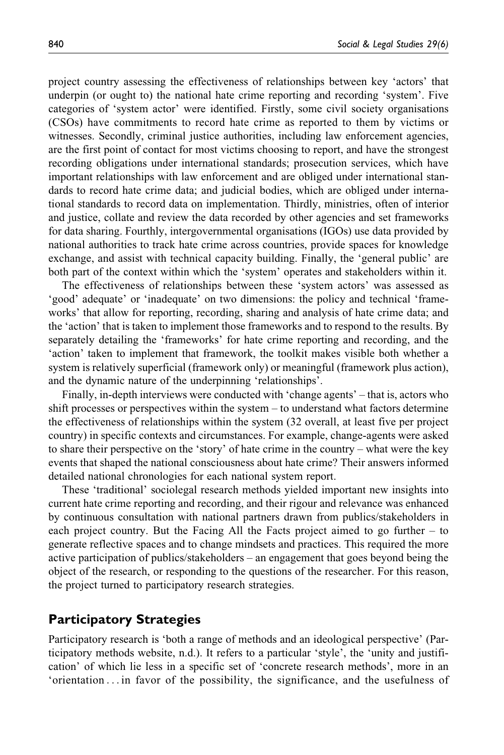project country assessing the effectiveness of relationships between key 'actors' that underpin (or ought to) the national hate crime reporting and recording 'system'. Five categories of 'system actor' were identified. Firstly, some civil society organisations (CSOs) have commitments to record hate crime as reported to them by victims or witnesses. Secondly, criminal justice authorities, including law enforcement agencies, are the first point of contact for most victims choosing to report, and have the strongest recording obligations under international standards; prosecution services, which have important relationships with law enforcement and are obliged under international standards to record hate crime data; and judicial bodies, which are obliged under international standards to record data on implementation. Thirdly, ministries, often of interior and justice, collate and review the data recorded by other agencies and set frameworks for data sharing. Fourthly, intergovernmental organisations (IGOs) use data provided by national authorities to track hate crime across countries, provide spaces for knowledge exchange, and assist with technical capacity building. Finally, the 'general public' are both part of the context within which the 'system' operates and stakeholders within it.

The effectiveness of relationships between these 'system actors' was assessed as 'good' adequate' or 'inadequate' on two dimensions: the policy and technical 'frameworks' that allow for reporting, recording, sharing and analysis of hate crime data; and the 'action' that is taken to implement those frameworks and to respond to the results. By separately detailing the 'frameworks' for hate crime reporting and recording, and the 'action' taken to implement that framework, the toolkit makes visible both whether a system is relatively superficial (framework only) or meaningful (framework plus action), and the dynamic nature of the underpinning 'relationships'.

Finally, in-depth interviews were conducted with 'change agents' – that is, actors who shift processes or perspectives within the system – to understand what factors determine the effectiveness of relationships within the system (32 overall, at least five per project country) in specific contexts and circumstances. For example, change-agents were asked to share their perspective on the 'story' of hate crime in the country – what were the key events that shaped the national consciousness about hate crime? Their answers informed detailed national chronologies for each national system report.

These 'traditional' sociolegal research methods yielded important new insights into current hate crime reporting and recording, and their rigour and relevance was enhanced by continuous consultation with national partners drawn from publics/stakeholders in each project country. But the Facing All the Facts project aimed to go further – to generate reflective spaces and to change mindsets and practices. This required the more active participation of publics/stakeholders – an engagement that goes beyond being the object of the research, or responding to the questions of the researcher. For this reason, the project turned to participatory research strategies.

## Participatory Strategies

Participatory research is 'both a range of methods and an ideological perspective' (Participatory methods website, n.d.). It refers to a particular 'style', the 'unity and justification' of which lie less in a specific set of 'concrete research methods', more in an 'orientation . . . in favor of the possibility, the significance, and the usefulness of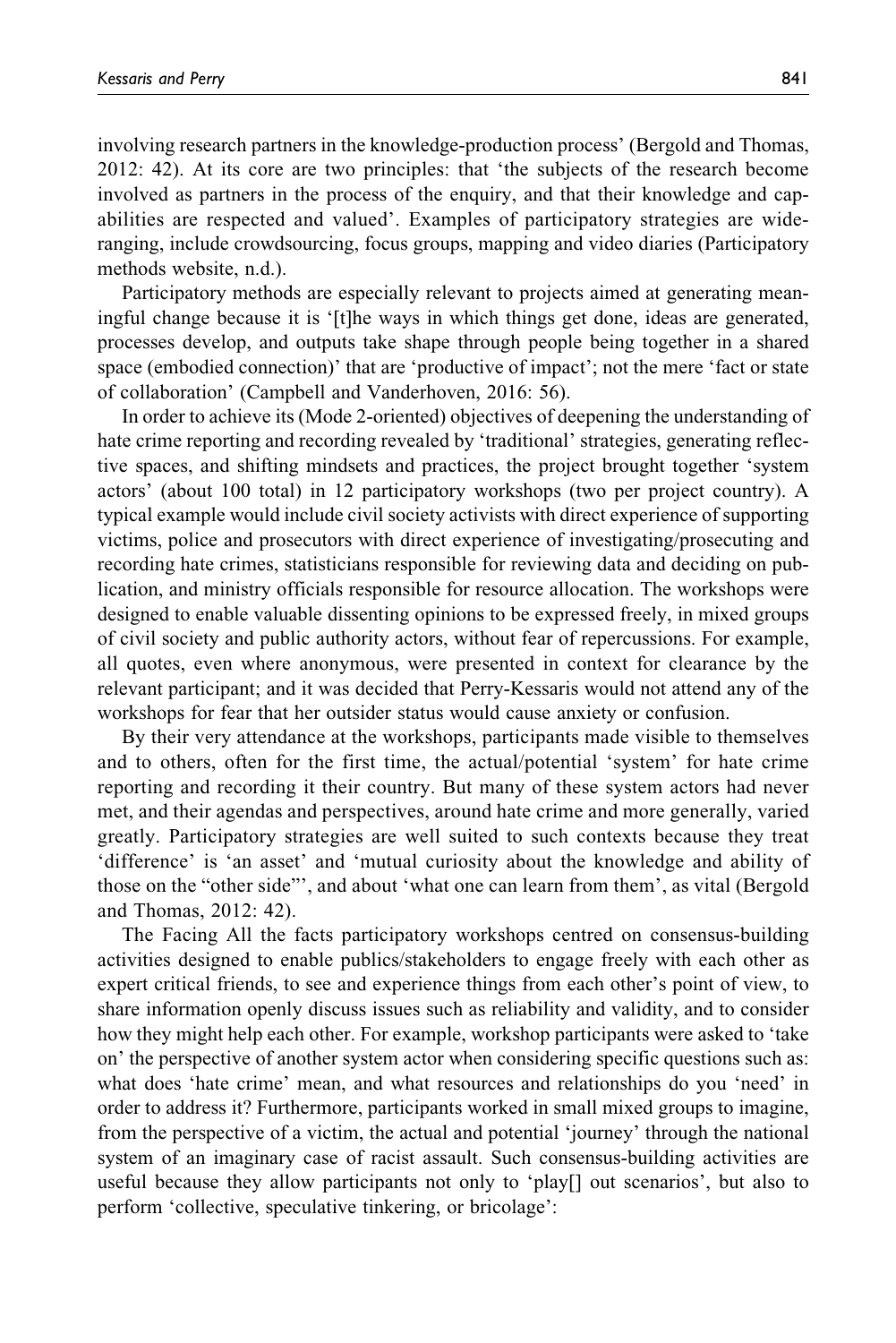involving research partners in the knowledge-production process' (Bergold and Thomas, 2012: 42). At its core are two principles: that 'the subjects of the research become involved as partners in the process of the enquiry, and that their knowledge and capabilities are respected and valued'. Examples of participatory strategies are wide-ranging, include crowdsourcing, focus groups, mapping and video diaries (Participatory methods website, n.d.).

Participatory methods are especially relevant to projects aimed at generating meaningful change because it is '[t]he ways in which things get done, ideas are generated, processes develop, and outputs take shape through people being together in a shared space (embodied connection)' that are 'productive of impact'; not the mere 'fact or state of collaboration' (Campbell and Vanderhoven, 2016: 56).

In order to achieve its (Mode 2-oriented) objectives of deepening the understanding of hate crime reporting and recording revealed by 'traditional' strategies, generating reflective spaces, and shifting mindsets and practices, the project brought together 'system actors' (about 100 total) in 12 participatory workshops (two per project country). A typical example would include civil society activists with direct experience of supporting victims, police and prosecutors with direct experience of investigating/prosecuting and recording hate crimes, statisticians responsible for reviewing data and deciding on publication, and ministry officials responsible for resource allocation. The workshops were designed to enable valuable dissenting opinions to be expressed freely, in mixed groups of civil society and public authority actors, without fear of repercussions. For example, all quotes, even where anonymous, were presented in context for clearance by the relevant participant; and it was decided that Perry-Kessaris would not attend any of the workshops for fear that her outsider status would cause anxiety or confusion.

By their very attendance at the workshops, participants made visible to themselves and to others, often for the first time, the actual/potential 'system' for hate crime reporting and recording it their country. But many of these system actors had never met, and their agendas and perspectives, around hate crime and more generally, varied greatly. Participatory strategies are well suited to such contexts because they treat 'difference' is 'an asset' and 'mutual curiosity about the knowledge and ability of those on the "other side"', and about 'what one can learn from them', as vital (Bergold and Thomas, 2012: 42).

The Facing All the facts participatory workshops centred on consensus-building activities designed to enable publics/stakeholders to engage freely with each other as expert critical friends, to see and experience things from each other's point of view, to share information openly discuss issues such as reliability and validity, and to consider how they might help each other. For example, workshop participants were asked to 'take on' the perspective of another system actor when considering specific questions such as: what does 'hate crime' mean, and what resources and relationships do you 'need' in order to address it? Furthermore, participants worked in small mixed groups to imagine, from the perspective of a victim, the actual and potential 'journey' through the national system of an imaginary case of racist assault. Such consensus-building activities are useful because they allow participants not only to 'play[] out scenarios', but also to perform 'collective, speculative tinkering, or bricolage':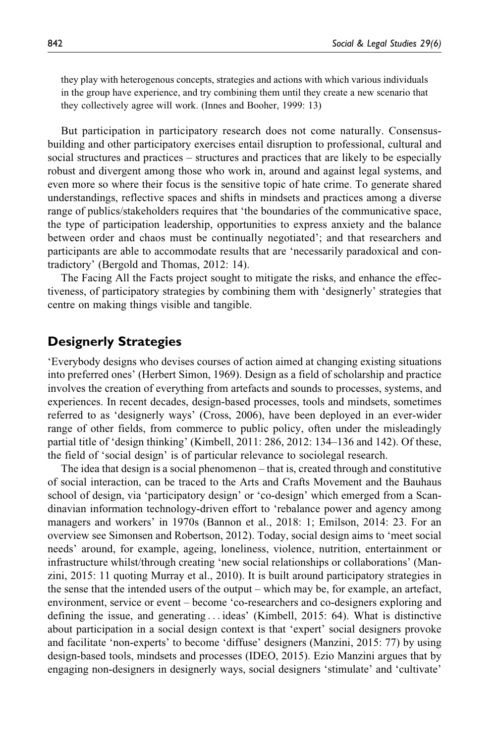> they play with heterogenous concepts, strategies and actions with which various individuals in the group have experience, and try combining them until they create a new scenario that they collectively agree will work. (Innes and Booher, 1999: 13)

But participation in participatory research does not come naturally. Consensus-building and other participatory exercises entail disruption to professional, cultural and social structures and practices – structures and practices that are likely to be especially robust and divergent among those who work in, around and against legal systems, and even more so where their focus is the sensitive topic of hate crime. To generate shared understandings, reflective spaces and shifts in mindsets and practices among a diverse range of publics/stakeholders requires that 'the boundaries of the communicative space, the type of participation leadership, opportunities to express anxiety and the balance between order and chaos must be continually negotiated'; and that researchers and participants are able to accommodate results that are 'necessarily paradoxical and contradictory' (Bergold and Thomas, 2012: 14).

The Facing All the Facts project sought to mitigate the risks, and enhance the effectiveness, of participatory strategies by combining them with 'designerly' strategies that centre on making things visible and tangible.

## Designerly Strategies

'Everybody designs who devises courses of action aimed at changing existing situations into preferred ones' (Herbert Simon, 1969). Design as a field of scholarship and practice involves the creation of everything from artefacts and sounds to processes, systems, and experiences. In recent decades, design-based processes, tools and mindsets, sometimes referred to as 'designerly ways' (Cross, 2006), have been deployed in an ever-wider range of other fields, from commerce to public policy, often under the misleadingly partial title of 'design thinking' (Kimbell, 2011: 286, 2012: 134–136 and 142). Of these, the field of 'social design' is of particular relevance to sociolegal research.

The idea that design is a social phenomenon – that is, created through and constitutive of social interaction, can be traced to the Arts and Crafts Movement and the Bauhaus school of design, via 'participatory design' or 'co-design' which emerged from a Scandinavian information technology-driven effort to 'rebalance power and agency among managers and workers' in 1970s (Bannon et al., 2018: 1; Emilson, 2014: 23. For an overview see Simonsen and Robertson, 2012). Today, social design aims to 'meet social needs' around, for example, ageing, loneliness, violence, nutrition, entertainment or infrastructure whilst/through creating 'new social relationships or collaborations' (Manzini, 2015: 11 quoting Murray et al., 2010). It is built around participatory strategies in the sense that the intended users of the output – which may be, for example, an artefact, environment, service or event – become 'co-researchers and co-designers exploring and defining the issue, and generating . . . ideas' (Kimbell, 2015: 64). What is distinctive about participation in a social design context is that 'expert' social designers provoke and facilitate 'non-experts' to become 'diffuse' designers (Manzini, 2015: 77) by using design-based tools, mindsets and processes (IDEO, 2015). Ezio Manzini argues that by engaging non-designers in designerly ways, social designers 'stimulate' and 'cultivate'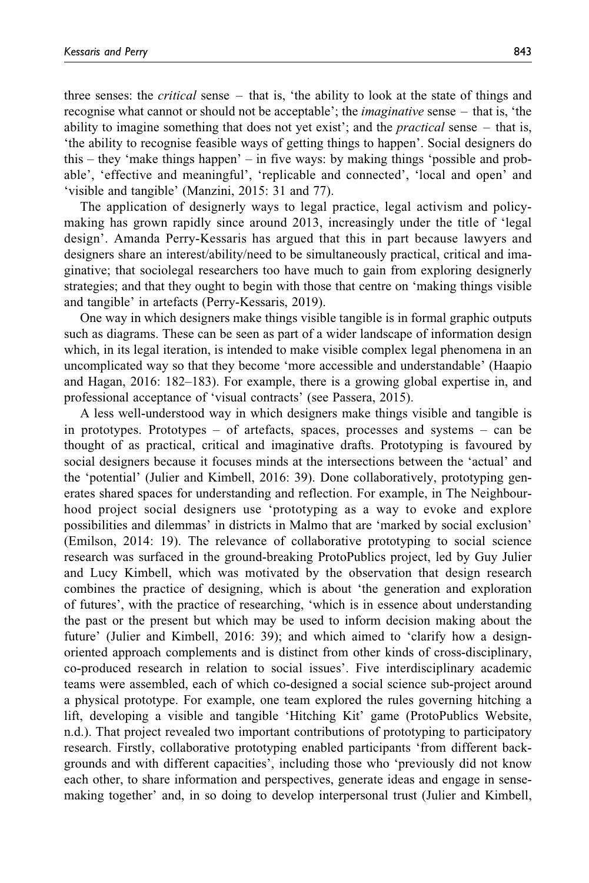three senses: the *critical* sense – that is, 'the ability to look at the state of things and recognise what cannot or should not be acceptable'; the *imaginative* sense – that is, 'the ability to imagine something that does not yet exist'; and the *practical* sense – that is, 'the ability to recognise feasible ways of getting things to happen'. Social designers do this – they 'make things happen' – in five ways: by making things 'possible and probable', 'effective and meaningful', 'replicable and connected', 'local and open' and 'visible and tangible' (Manzini, 2015: 31 and 77).

The application of designerly ways to legal practice, legal activism and policy-making has grown rapidly since around 2013, increasingly under the title of 'legal design'. Amanda Perry-Kessaris has argued that this in part because lawyers and designers share an interest/ability/need to be simultaneously practical, critical and imaginative; that sociolegal researchers too have much to gain from exploring designerly strategies; and that they ought to begin with those that centre on 'making things visible and tangible' in artefacts (Perry-Kessaris, 2019).

One way in which designers make things visible tangible is in formal graphic outputs such as diagrams. These can be seen as part of a wider landscape of information design which, in its legal iteration, is intended to make visible complex legal phenomena in an uncomplicated way so that they become 'more accessible and understandable' (Haapio and Hagan, 2016: 182–183). For example, there is a growing global expertise in, and professional acceptance of 'visual contracts' (see Passera, 2015).

A less well-understood way in which designers make things visible and tangible is in prototypes. Prototypes – of artefacts, spaces, processes and systems – can be thought of as practical, critical and imaginative drafts. Prototyping is favoured by social designers because it focuses minds at the intersections between the 'actual' and the 'potential' (Julier and Kimbell, 2016: 39). Done collaboratively, prototyping generates shared spaces for understanding and reflection. For example, in The Neighbourhood project social designers use 'prototyping as a way to evoke and explore possibilities and dilemmas' in districts in Malmo that are 'marked by social exclusion' (Emilson, 2014: 19). The relevance of collaborative prototyping to social science research was surfaced in the ground-breaking ProtoPublics project, led by Guy Julier and Lucy Kimbell, which was motivated by the observation that design research combines the practice of designing, which is about 'the generation and exploration of futures', with the practice of researching, 'which is in essence about understanding the past or the present but which may be used to inform decision making about the future' (Julier and Kimbell, 2016: 39); and which aimed to 'clarify how a design-oriented approach complements and is distinct from other kinds of cross-disciplinary, co-produced research in relation to social issues'. Five interdisciplinary academic teams were assembled, each of which co-designed a social science sub-project around a physical prototype. For example, one team explored the rules governing hitching a lift, developing a visible and tangible 'Hitching Kit' game (ProtoPublics Website, n.d.). That project revealed two important contributions of prototyping to participatory research. Firstly, collaborative prototyping enabled participants 'from different backgrounds and with different capacities', including those who 'previously did not know each other, to share information and perspectives, generate ideas and engage in sense-making together' and, in so doing to develop interpersonal trust (Julier and Kimbell,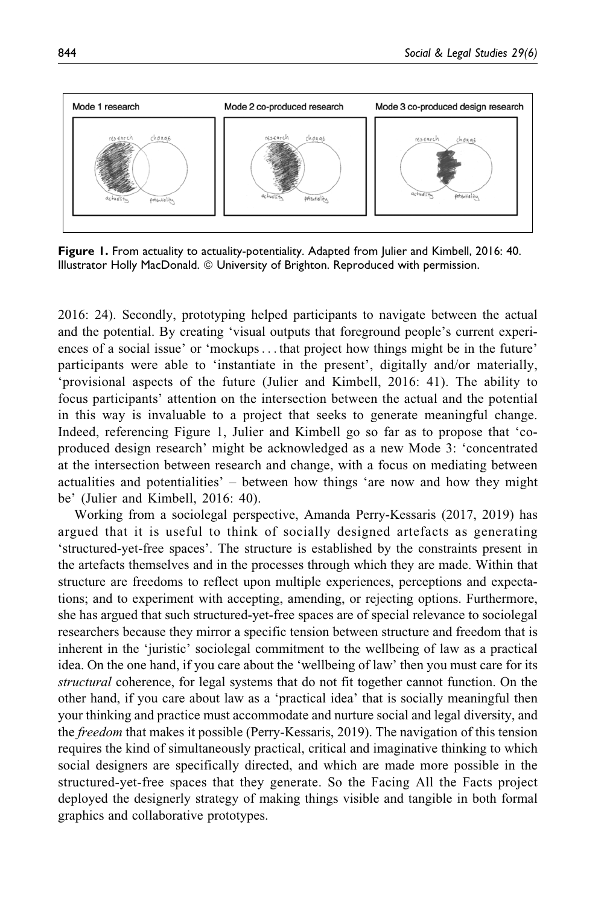Figure 1. From actuality to actuality-potentiality. Adapted from Julier and Kimbell, 2016: 40. Illustrator Holly MacDonald. © University of Brighton. Reproduced with permission.

2016: 24). Secondly, prototyping helped participants to navigate between the actual and the potential. By creating 'visual outputs that foreground people's current experiences of a social issue' or 'mockups . . . that project how things might be in the future' participants were able to 'instantiate in the present', digitally and/or materially, 'provisional aspects of the future (Julier and Kimbell, 2016: 41). The ability to focus participants' attention on the intersection between the actual and the potential in this way is invaluable to a project that seeks to generate meaningful change. Indeed, referencing Figure 1, Julier and Kimbell go so far as to propose that 'co-produced design research' might be acknowledged as a new Mode 3: 'concentrated at the intersection between research and change, with a focus on mediating between actualities and potentialities' – between how things 'are now and how they might be' (Julier and Kimbell, 2016: 40).

Working from a sociolegal perspective, Amanda Perry-Kessaris (2017, 2019) has argued that it is useful to think of socially designed artefacts as generating 'structured-yet-free spaces'. The structure is established by the constraints present in the artefacts themselves and in the processes through which they are made. Within that structure are freedoms to reflect upon multiple experiences, perceptions and expectations; and to experiment with accepting, amending, or rejecting options. Furthermore, she has argued that such structured-yet-free spaces are of special relevance to sociolegal researchers because they mirror a specific tension between structure and freedom that is inherent in the 'juristic' sociolegal commitment to the wellbeing of law as a practical idea. On the one hand, if you care about the 'wellbeing of law' then you must care for its *structural* coherence, for legal systems that do not fit together cannot function. On the other hand, if you care about law as a 'practical idea' that is socially meaningful then your thinking and practice must accommodate and nurture social and legal diversity, and the *freedom* that makes it possible (Perry-Kessaris, 2019). The navigation of this tension requires the kind of simultaneously practical, critical and imaginative thinking to which social designers are specifically directed, and which are made more possible in the structured-yet-free spaces that they generate. So the Facing All the Facts project deployed the designerly strategy of making things visible and tangible in both formal graphics and collaborative prototypes.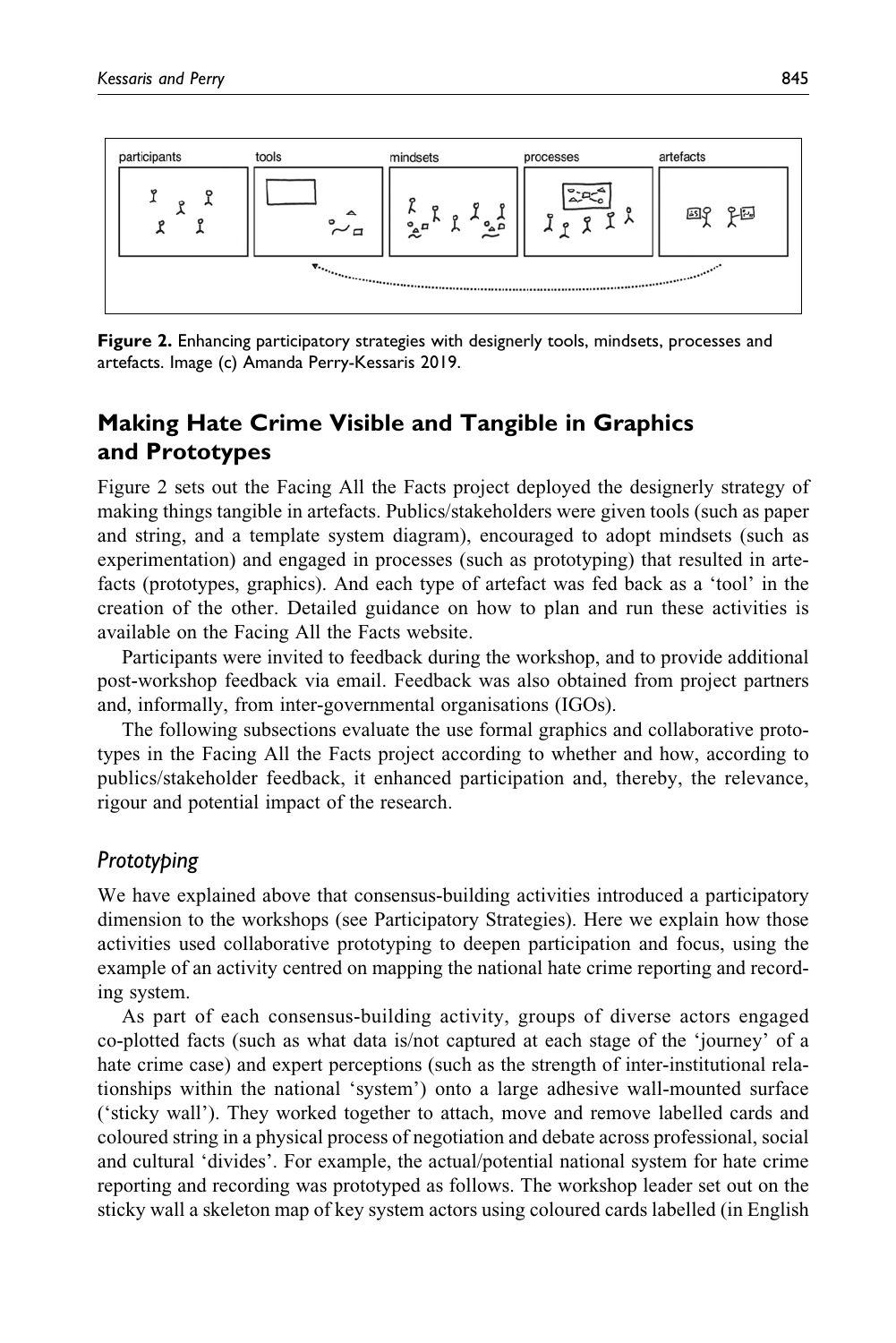Figure 2. Enhancing participatory strategies with designerly tools, mindsets, processes and artefacts. Image (c) Amanda Perry-Kessaris 2019.

## Making Hate Crime Visible and Tangible in Graphics and Prototypes

Figure 2 sets out the Facing All the Facts project deployed the designerly strategy of making things tangible in artefacts. Publics/stakeholders were given tools (such as paper and string, and a template system diagram), encouraged to adopt mindsets (such as experimentation) and engaged in processes (such as prototyping) that resulted in artefacts (prototypes, graphics). And each type of artefact was fed back as a 'tool' in the creation of the other. Detailed guidance on how to plan and run these activities is available on the Facing All the Facts website.

Participants were invited to feedback during the workshop, and to provide additional post-workshop feedback via email. Feedback was also obtained from project partners and, informally, from inter-governmental organisations (IGOs).

The following subsections evaluate the use formal graphics and collaborative prototypes in the Facing All the Facts project according to whether and how, according to publics/stakeholder feedback, it enhanced participation and, thereby, the relevance, rigour and potential impact of the research.

### *Prototyping*

We have explained above that consensus-building activities introduced a participatory dimension to the workshops (see Participatory Strategies). Here we explain how those activities used collaborative prototyping to deepen participation and focus, using the example of an activity centred on mapping the national hate crime reporting and recording system.

As part of each consensus-building activity, groups of diverse actors engaged co-plotted facts (such as what data is/not captured at each stage of the 'journey' of a hate crime case) and expert perceptions (such as the strength of inter-institutional relationships within the national 'system') onto a large adhesive wall-mounted surface ('sticky wall'). They worked together to attach, move and remove labelled cards and coloured string in a physical process of negotiation and debate across professional, social and cultural 'divides'. For example, the actual/potential national system for hate crime reporting and recording was prototyped as follows. The workshop leader set out on the sticky wall a skeleton map of key system actors using coloured cards labelled (in English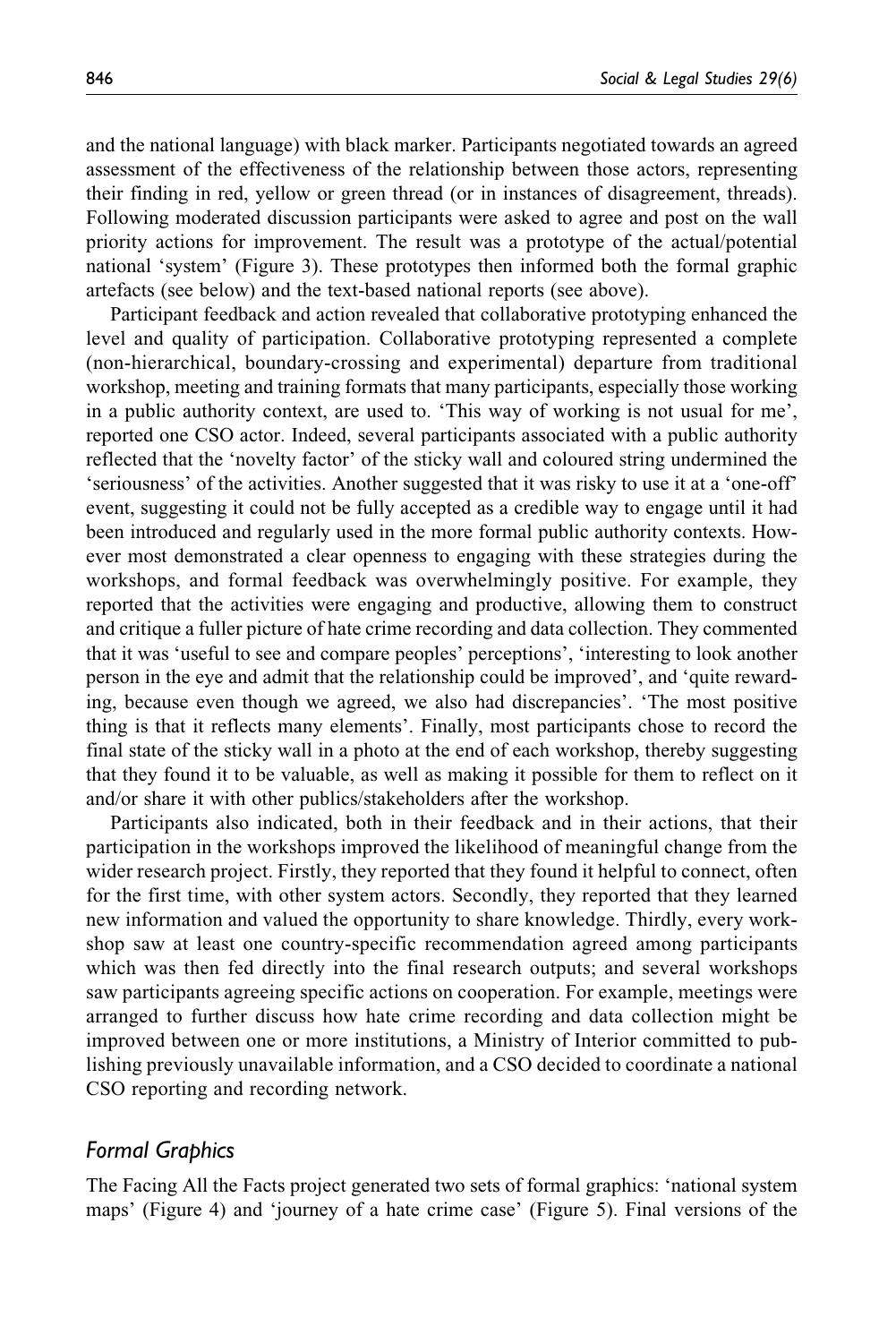and the national language) with black marker. Participants negotiated towards an agreed assessment of the effectiveness of the relationship between those actors, representing their finding in red, yellow or green thread (or in instances of disagreement, threads). Following moderated discussion participants were asked to agree and post on the wall priority actions for improvement. The result was a prototype of the actual/potential national 'system' (Figure 3). These prototypes then informed both the formal graphic artefacts (see below) and the text-based national reports (see above).

Participant feedback and action revealed that collaborative prototyping enhanced the level and quality of participation. Collaborative prototyping represented a complete (non-hierarchical, boundary-crossing and experimental) departure from traditional workshop, meeting and training formats that many participants, especially those working in a public authority context, are used to. 'This way of working is not usual for me', reported one CSO actor. Indeed, several participants associated with a public authority reflected that the 'novelty factor' of the sticky wall and coloured string undermined the 'seriousness' of the activities. Another suggested that it was risky to use it at a 'one-off' event, suggesting it could not be fully accepted as a credible way to engage until it had been introduced and regularly used in the more formal public authority contexts. However most demonstrated a clear openness to engaging with these strategies during the workshops, and formal feedback was overwhelmingly positive. For example, they reported that the activities were engaging and productive, allowing them to construct and critique a fuller picture of hate crime recording and data collection. They commented that it was 'useful to see and compare peoples' perceptions', 'interesting to look another person in the eye and admit that the relationship could be improved', and 'quite rewarding, because even though we agreed, we also had discrepancies'. 'The most positive thing is that it reflects many elements'. Finally, most participants chose to record the final state of the sticky wall in a photo at the end of each workshop, thereby suggesting that they found it to be valuable, as well as making it possible for them to reflect on it and/or share it with other publics/stakeholders after the workshop.

Participants also indicated, both in their feedback and in their actions, that their participation in the workshops improved the likelihood of meaningful change from the wider research project. Firstly, they reported that they found it helpful to connect, often for the first time, with other system actors. Secondly, they reported that they learned new information and valued the opportunity to share knowledge. Thirdly, every workshop saw at least one country-specific recommendation agreed among participants which was then fed directly into the final research outputs; and several workshops saw participants agreeing specific actions on cooperation. For example, meetings were arranged to further discuss how hate crime recording and data collection might be improved between one or more institutions, a Ministry of Interior committed to publishing previously unavailable information, and a CSO decided to coordinate a national CSO reporting and recording network.

### *Formal Graphics*

The Facing All the Facts project generated two sets of formal graphics: 'national system maps' (Figure 4) and 'journey of a hate crime case' (Figure 5). Final versions of the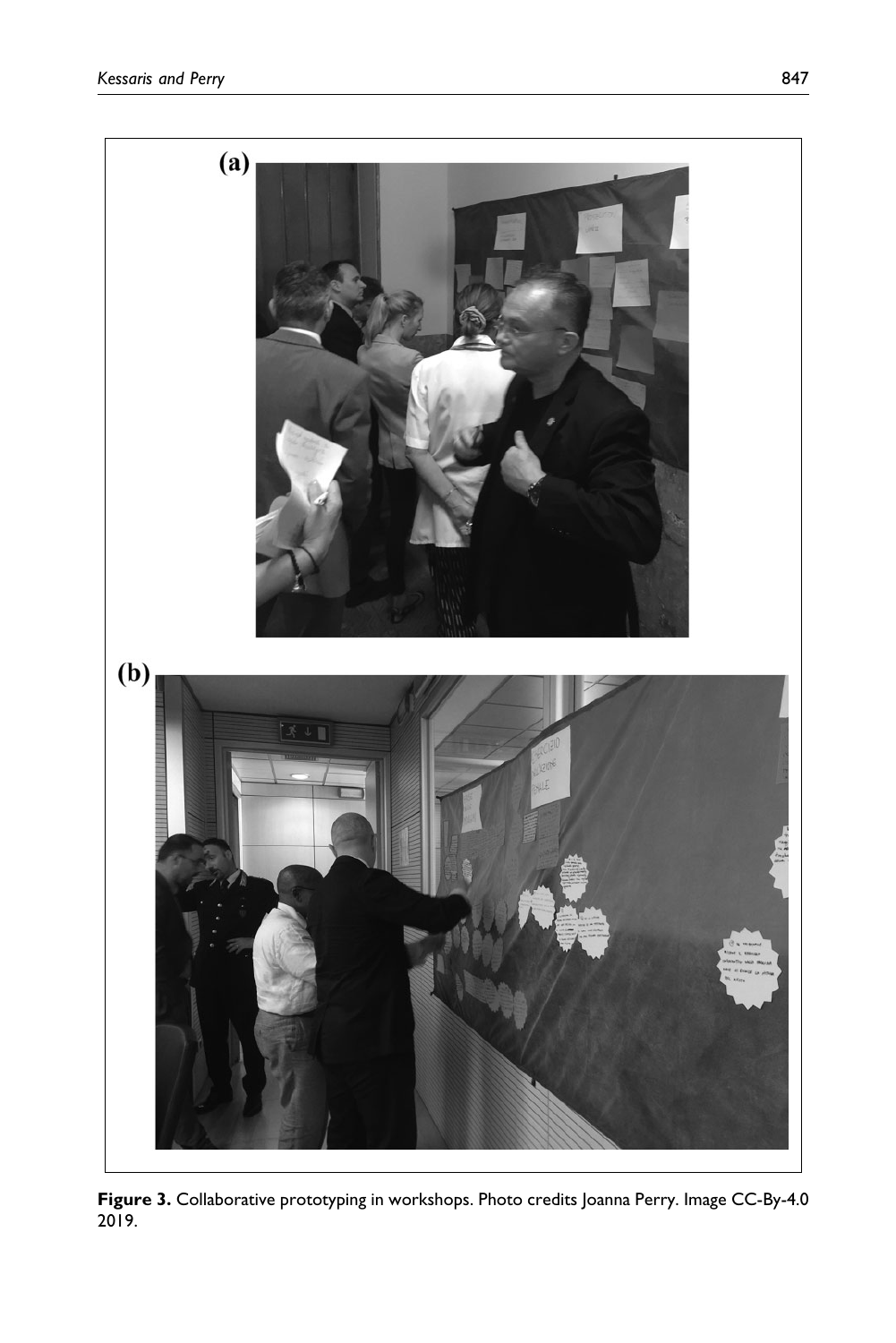**Figure 3.** Collaborative prototyping in workshops. Photo credits Joanna Perry. Image CC-By-4.0 2019.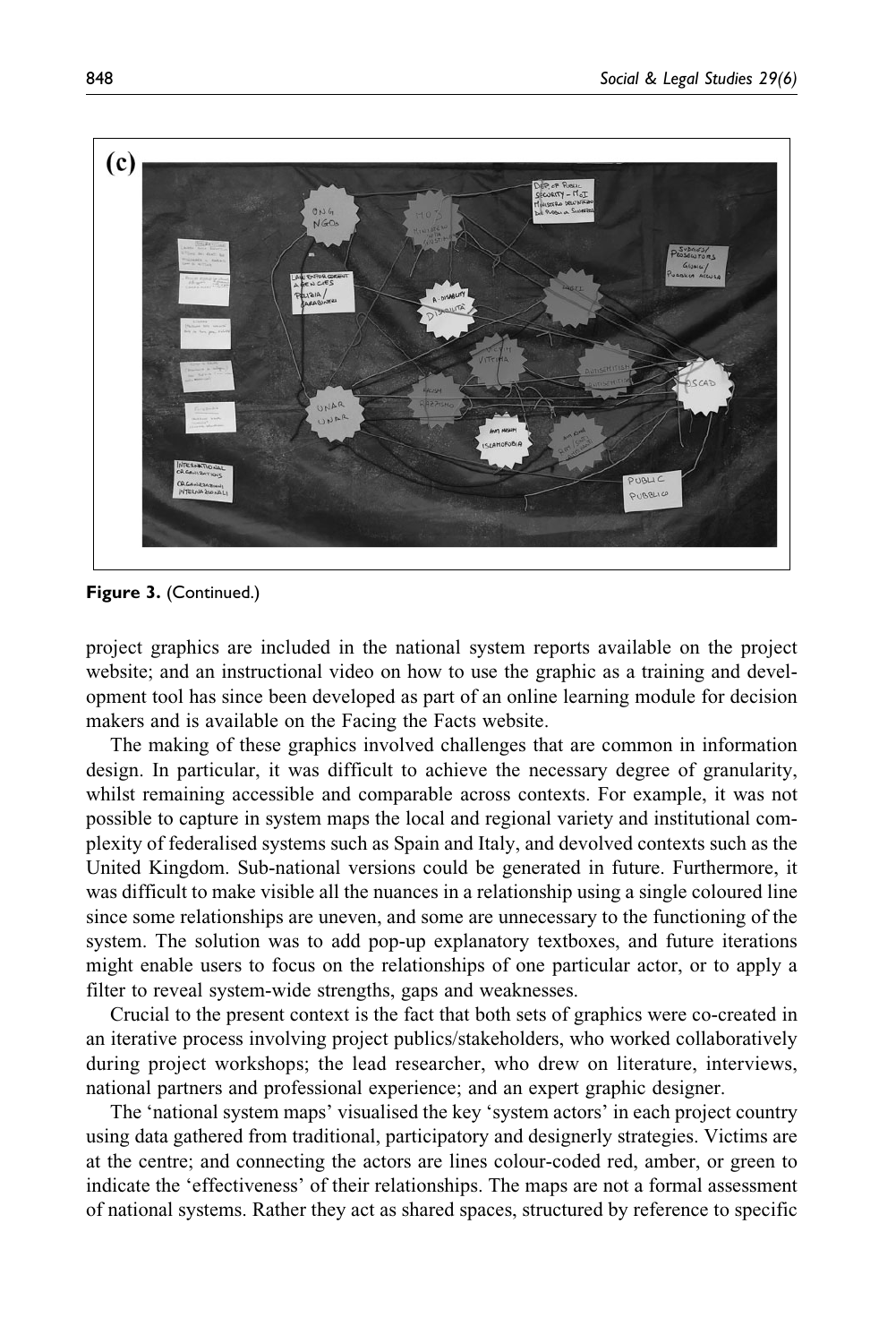**Figure 3.** (Continued.)

project graphics are included in the national system reports available on the project website; and an instructional video on how to use the graphic as a training and development tool has since been developed as part of an online learning module for decision makers and is available on the Facing the Facts website.

The making of these graphics involved challenges that are common in information design. In particular, it was difficult to achieve the necessary degree of granularity, whilst remaining accessible and comparable across contexts. For example, it was not possible to capture in system maps the local and regional variety and institutional complexity of federalised systems such as Spain and Italy, and devolved contexts such as the United Kingdom. Sub-national versions could be generated in future. Furthermore, it was difficult to make visible all the nuances in a relationship using a single coloured line since some relationships are uneven, and some are unnecessary to the functioning of the system. The solution was to add pop-up explanatory textboxes, and future iterations might enable users to focus on the relationships of one particular actor, or to apply a filter to reveal system-wide strengths, gaps and weaknesses.

Crucial to the present context is the fact that both sets of graphics were co-created in an iterative process involving project publics/stakeholders, who worked collaboratively during project workshops; the lead researcher, who drew on literature, interviews, national partners and professional experience; and an expert graphic designer.

The 'national system maps' visualised the key 'system actors' in each project country using data gathered from traditional, participatory and designerly strategies. Victims are at the centre; and connecting the actors are lines colour-coded red, amber, or green to indicate the 'effectiveness' of their relationships. The maps are not a formal assessment of national systems. Rather they act as shared spaces, structured by reference to specific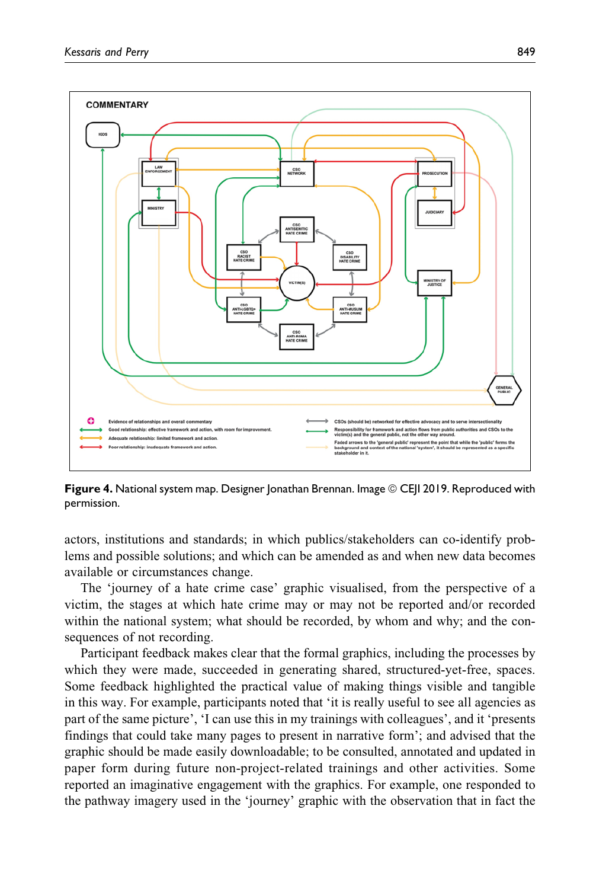**Figure 4.** National system map. Designer Jonathan Brennan. Image © CEJI 2019. Reproduced with permission.

actors, institutions and standards; in which publics/stakeholders can co-identify problems and possible solutions; and which can be amended as and when new data becomes available or circumstances change.

The 'journey of a hate crime case' graphic visualised, from the perspective of a victim, the stages at which hate crime may or may not be reported and/or recorded within the national system; what should be recorded, by whom and why; and the consequences of not recording.

Participant feedback makes clear that the formal graphics, including the processes by which they were made, succeeded in generating shared, structured-yet-free, spaces. Some feedback highlighted the practical value of making things visible and tangible in this way. For example, participants noted that 'it is really useful to see all agencies as part of the same picture', 'I can use this in my trainings with colleagues', and it 'presents findings that could take many pages to present in narrative form'; and advised that the graphic should be made easily downloadable; to be consulted, annotated and updated in paper form during future non-project-related trainings and other activities. Some reported an imaginative engagement with the graphics. For example, one responded to the pathway imagery used in the 'journey' graphic with the observation that in fact the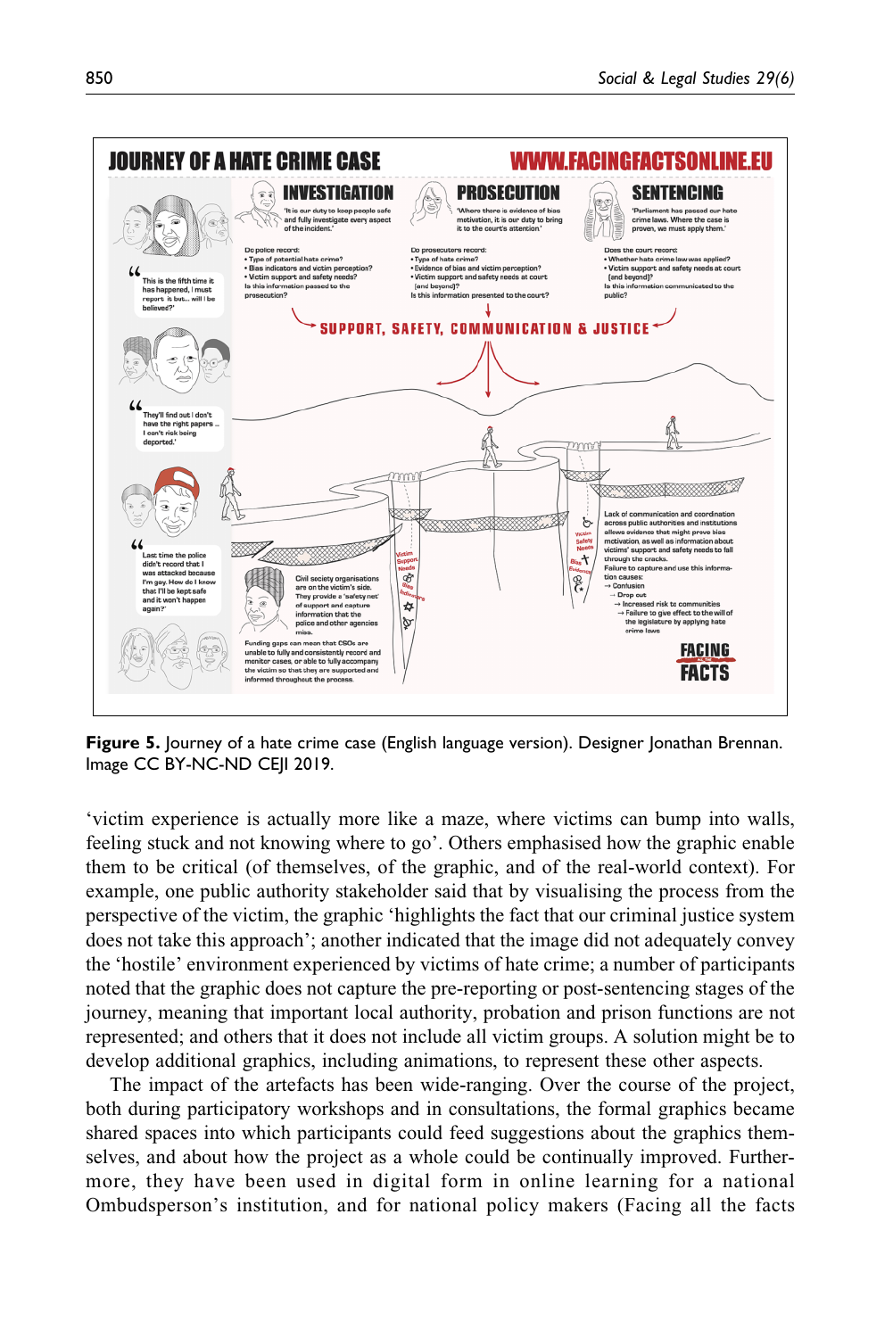Figure 5. Journey of a hate crime case (English language version). Designer Jonathan Brennan. Image CC BY-NC-ND CEJI 2019.

'victim experience is actually more like a maze, where victims can bump into walls, feeling stuck and not knowing where to go'. Others emphasised how the graphic enable them to be critical (of themselves, of the graphic, and of the real-world context). For example, one public authority stakeholder said that by visualising the process from the perspective of the victim, the graphic 'highlights the fact that our criminal justice system does not take this approach'; another indicated that the image did not adequately convey the 'hostile' environment experienced by victims of hate crime; a number of participants noted that the graphic does not capture the pre-reporting or post-sentencing stages of the journey, meaning that important local authority, probation and prison functions are not represented; and others that it does not include all victim groups. A solution might be to develop additional graphics, including animations, to represent these other aspects.

The impact of the artefacts has been wide-ranging. Over the course of the project, both during participatory workshops and in consultations, the formal graphics became shared spaces into which participants could feed suggestions about the graphics themselves, and about how the project as a whole could be continually improved. Furthermore, they have been used in digital form in online learning for a national Ombudsperson's institution, and for national policy makers (Facing all the facts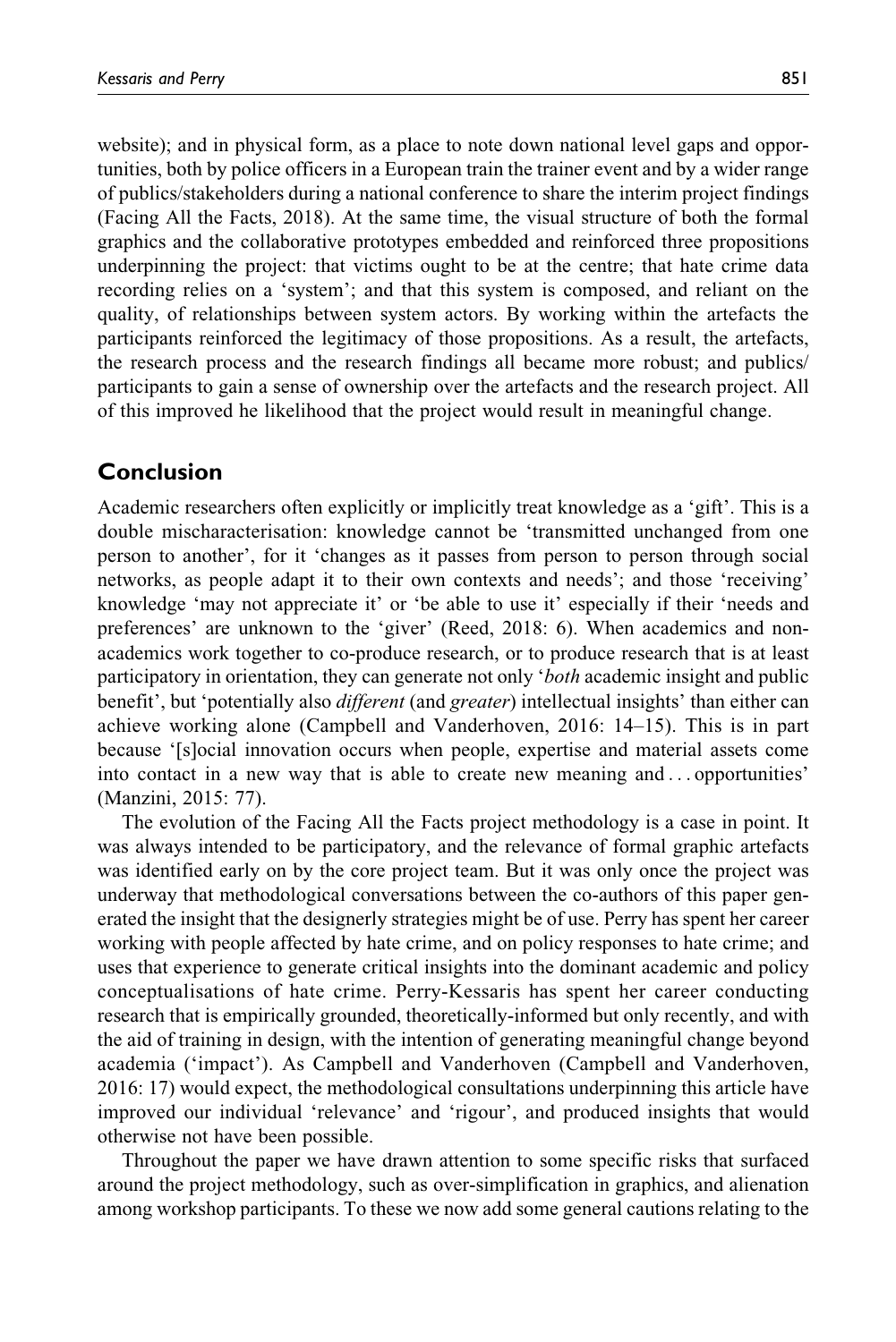website); and in physical form, as a place to note down national level gaps and opportunities, both by police officers in a European train the trainer event and by a wider range of publics/stakeholders during a national conference to share the interim project findings (Facing All the Facts, 2018). At the same time, the visual structure of both the formal graphics and the collaborative prototypes embedded and reinforced three propositions underpinning the project: that victims ought to be at the centre; that hate crime data recording relies on a 'system'; and that this system is composed, and reliant on the quality, of relationships between system actors. By working within the artefacts the participants reinforced the legitimacy of those propositions. As a result, the artefacts, the research process and the research findings all became more robust; and publics/participants to gain a sense of ownership over the artefacts and the research project. All of this improved he likelihood that the project would result in meaningful change.

## Conclusion

Academic researchers often explicitly or implicitly treat knowledge as a 'gift'. This is a double mischaracterisation: knowledge cannot be 'transmitted unchanged from one person to another', for it 'changes as it passes from person to person through social networks, as people adapt it to their own contexts and needs'; and those 'receiving' knowledge 'may not appreciate it' or 'be able to use it' especially if their 'needs and preferences' are unknown to the 'giver' (Reed, 2018: 6). When academics and non-academics work together to co-produce research, or to produce research that is at least participatory in orientation, they can generate not only '*both* academic insight and public benefit', but 'potentially also *different* (and *greater*) intellectual insights' than either can achieve working alone (Campbell and Vanderhoven, 2016: 14–15). This is in part because '[s]ocial innovation occurs when people, expertise and material assets come into contact in a new way that is able to create new meaning and . . . opportunities' (Manzini, 2015: 77).

The evolution of the Facing All the Facts project methodology is a case in point. It was always intended to be participatory, and the relevance of formal graphic artefacts was identified early on by the core project team. But it was only once the project was underway that methodological conversations between the co-authors of this paper generated the insight that the designerly strategies might be of use. Perry has spent her career working with people affected by hate crime, and on policy responses to hate crime; and uses that experience to generate critical insights into the dominant academic and policy conceptualisations of hate crime. Perry-Kessaris has spent her career conducting research that is empirically grounded, theoretically-informed but only recently, and with the aid of training in design, with the intention of generating meaningful change beyond academia ('impact'). As Campbell and Vanderhoven (Campbell and Vanderhoven, 2016: 17) would expect, the methodological consultations underpinning this article have improved our individual 'relevance' and 'rigour', and produced insights that would otherwise not have been possible.

Throughout the paper we have drawn attention to some specific risks that surfaced around the project methodology, such as over-simplification in graphics, and alienation among workshop participants. To these we now add some general cautions relating to the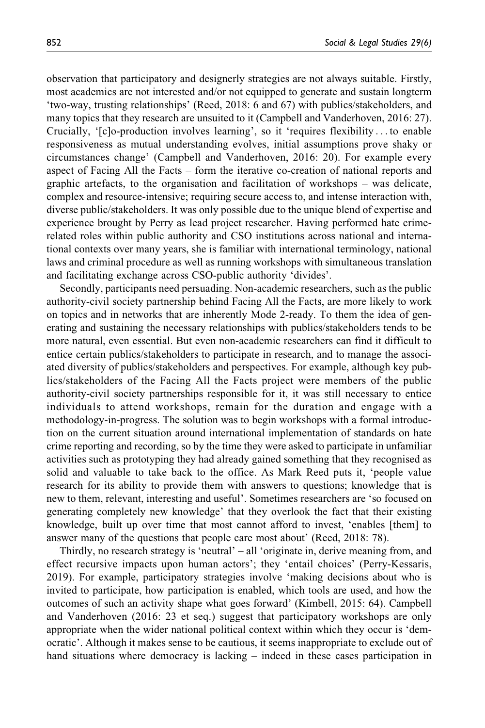observation that participatory and designerly strategies are not always suitable. Firstly, most academics are not interested and/or not equipped to generate and sustain longterm 'two-way, trusting relationships' (Reed, 2018: 6 and 67) with publics/stakeholders, and many topics that they research are unsuited to it (Campbell and Vanderhoven, 2016: 27). Crucially, '[c]o-production involves learning', so it 'requires flexibility . . . to enable responsiveness as mutual understanding evolves, initial assumptions prove shaky or circumstances change' (Campbell and Vanderhoven, 2016: 20). For example every aspect of Facing All the Facts – form the iterative co-creation of national reports and graphic artefacts, to the organisation and facilitation of workshops – was delicate, complex and resource-intensive; requiring secure access to, and intense interaction with, diverse public/stakeholders. It was only possible due to the unique blend of expertise and experience brought by Perry as lead project researcher. Having performed hate crime-related roles within public authority and CSO institutions across national and international contexts over many years, she is familiar with international terminology, national laws and criminal procedure as well as running workshops with simultaneous translation and facilitating exchange across CSO-public authority 'divides'.

Secondly, participants need persuading. Non-academic researchers, such as the public authority-civil society partnership behind Facing All the Facts, are more likely to work on topics and in networks that are inherently Mode 2-ready. To them the idea of generating and sustaining the necessary relationships with publics/stakeholders tends to be more natural, even essential. But even non-academic researchers can find it difficult to entice certain publics/stakeholders to participate in research, and to manage the associated diversity of publics/stakeholders and perspectives. For example, although key publics/stakeholders of the Facing All the Facts project were members of the public authority-civil society partnerships responsible for it, it was still necessary to entice individuals to attend workshops, remain for the duration and engage with a methodology-in-progress. The solution was to begin workshops with a formal introduction on the current situation around international implementation of standards on hate crime reporting and recording, so by the time they were asked to participate in unfamiliar activities such as prototyping they had already gained something that they recognised as solid and valuable to take back to the office. As Mark Reed puts it, 'people value research for its ability to provide them with answers to questions; knowledge that is new to them, relevant, interesting and useful'. Sometimes researchers are 'so focused on generating completely new knowledge' that they overlook the fact that their existing knowledge, built up over time that most cannot afford to invest, 'enables [them] to answer many of the questions that people care most about' (Reed, 2018: 78).

Thirdly, no research strategy is 'neutral' – all 'originate in, derive meaning from, and effect recursive impacts upon human actors'; they 'entail choices' (Perry-Kessaris, 2019). For example, participatory strategies involve 'making decisions about who is invited to participate, how participation is enabled, which tools are used, and how the outcomes of such an activity shape what goes forward' (Kimbell, 2015: 64). Campbell and Vanderhoven (2016: 23 et seq.) suggest that participatory workshops are only appropriate when the wider national political context within which they occur is 'democratic'. Although it makes sense to be cautious, it seems inappropriate to exclude out of hand situations where democracy is lacking – indeed in these cases participation in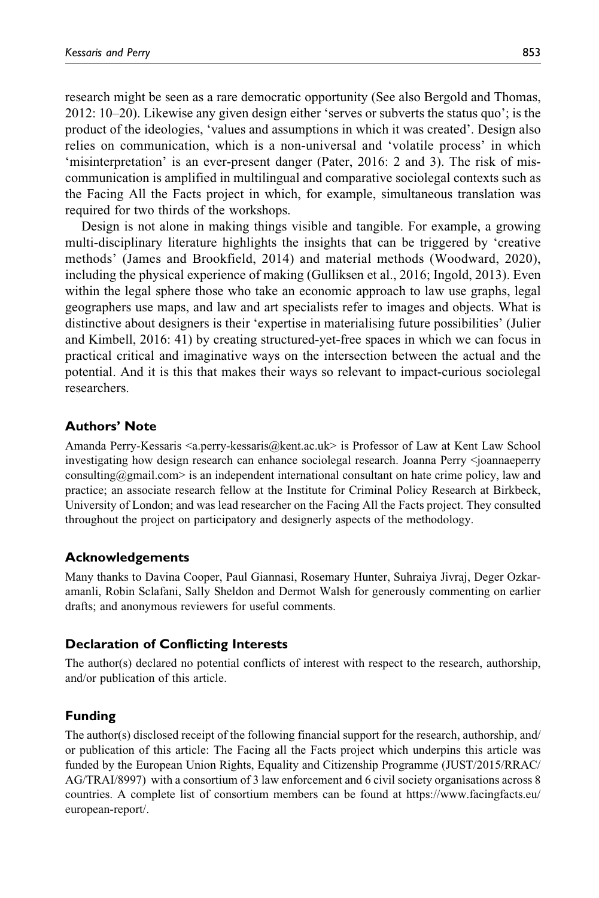research might be seen as a rare democratic opportunity (See also Bergold and Thomas, 2012: 10–20). Likewise any given design either 'serves or subverts the status quo'; is the product of the ideologies, 'values and assumptions in which it was created'. Design also relies on communication, which is a non-universal and 'volatile process' in which 'misinterpretation' is an ever-present danger (Pater, 2016: 2 and 3). The risk of mis-communication is amplified in multilingual and comparative sociolegal contexts such as the Facing All the Facts project in which, for example, simultaneous translation was required for two thirds of the workshops.

Design is not alone in making things visible and tangible. For example, a growing multi-disciplinary literature highlights the insights that can be triggered by 'creative methods' (James and Brookfield, 2014) and material methods (Woodward, 2020), including the physical experience of making (Gulliksen et al., 2016; Ingold, 2013). Even within the legal sphere those who take an economic approach to law use graphs, legal geographers use maps, and law and art specialists refer to images and objects. What is distinctive about designers is their 'expertise in materialising future possibilities' (Julier and Kimbell, 2016: 41) by creating structured-yet-free spaces in which we can focus in practical critical and imaginative ways on the intersection between the actual and the potential. And it is this that makes their ways so relevant to impact-curious sociolegal researchers.

## Authors' Note

Amanda Perry-Kessaris <a.perry-kessaris@kent.ac.uk> is Professor of Law at Kent Law School investigating how design research can enhance sociolegal research. Joanna Perry <joannaeperry consulting@gmail.com> is an independent international consultant on hate crime policy, law and practice; an associate research fellow at the Institute for Criminal Policy Research at Birkbeck, University of London; and was lead researcher on the Facing All the Facts project. They consulted throughout the project on participatory and designerly aspects of the methodology.

## Acknowledgements

Many thanks to Davina Cooper, Paul Giannasi, Rosemary Hunter, Suhraiya Jivraj, Deger Ozkaramanli, Robin Sclafani, Sally Sheldon and Dermot Walsh for generously commenting on earlier drafts; and anonymous reviewers for useful comments.

## Declaration of Conflicting Interests

The author(s) declared no potential conflicts of interest with respect to the research, authorship, and/or publication of this article.

## Funding

The author(s) disclosed receipt of the following financial support for the research, authorship, and/or publication of this article: The Facing all the Facts project which underpins this article was funded by the European Union Rights, Equality and Citizenship Programme (JUST/2015/RRAC/AG/TRAI/8997) with a consortium of 3 law enforcement and 6 civil society organisations across 8 countries. A complete list of consortium members can be found at https://www.facingfacts.eu/european-report/.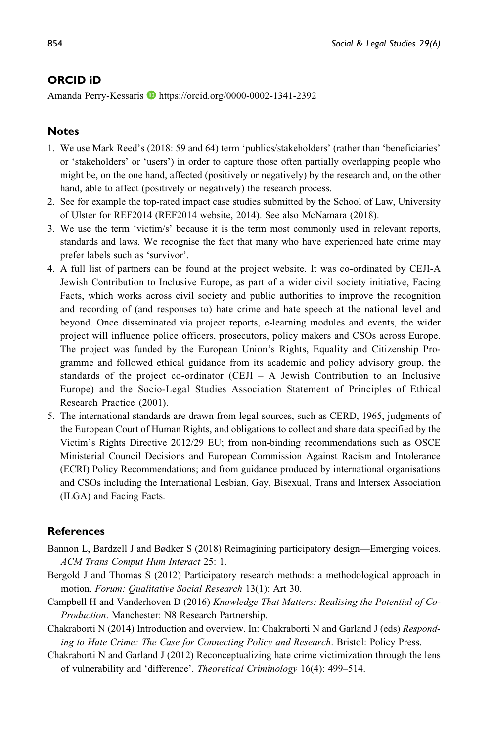## ORCID iD

Amanda Perry-Kessaris https://orcid.org/0000-0002-1341-2392

## Notes

1. We use Mark Reed's (2018: 59 and 64) term 'publics/stakeholders' (rather than 'beneficiaries' or 'stakeholders' or 'users') in order to capture those often partially overlapping people who might be, on the one hand, affected (positively or negatively) by the research and, on the other hand, able to affect (positively or negatively) the research process.
2. See for example the top-rated impact case studies submitted by the School of Law, University of Ulster for REF2014 (REF2014 website, 2014). See also McNamara (2018).
3. We use the term 'victim/s' because it is the term most commonly used in relevant reports, standards and laws. We recognise the fact that many who have experienced hate crime may prefer labels such as 'survivor'.
4. A full list of partners can be found at the project website. It was co-ordinated by CEJI-A Jewish Contribution to Inclusive Europe, as part of a wider civil society initiative, Facing Facts, which works across civil society and public authorities to improve the recognition and recording of (and responses to) hate crime and hate speech at the national level and beyond. Once disseminated via project reports, e-learning modules and events, the wider project will influence police officers, prosecutors, policy makers and CSOs across Europe. The project was funded by the European Union's Rights, Equality and Citizenship Programme and followed ethical guidance from its academic and policy advisory group, the standards of the project co-ordinator (CEJI – A Jewish Contribution to an Inclusive Europe) and the Socio-Legal Studies Association Statement of Principles of Ethical Research Practice (2001).
5. The international standards are drawn from legal sources, such as CERD, 1965, judgments of the European Court of Human Rights, and obligations to collect and share data specified by the Victim's Rights Directive 2012/29 EU; from non-binding recommendations such as OSCE Ministerial Council Decisions and European Commission Against Racism and Intolerance (ECRI) Policy Recommendations; and from guidance produced by international organisations and CSOs including the International Lesbian, Gay, Bisexual, Trans and Intersex Association (ILGA) and Facing Facts.

## References

Bannon L, Bardzell J and Bødker S (2018) Reimagining participatory design—Emerging voices. *ACM Trans Comput Hum Interact* 25: 1.

Bergold J and Thomas S (2012) Participatory research methods: a methodological approach in motion. *Forum: Qualitative Social Research* 13(1): Art 30.

Campbell H and Vanderhoven D (2016) *Knowledge That Matters: Realising the Potential of Co-Production*. Manchester: N8 Research Partnership.

Chakraborti N (2014) Introduction and overview. In: Chakraborti N and Garland J (eds) *Responding to Hate Crime: The Case for Connecting Policy and Research*. Bristol: Policy Press.

Chakraborti N and Garland J (2012) Reconceptualizing hate crime victimization through the lens of vulnerability and 'difference'. *Theoretical Criminology* 16(4): 499–514.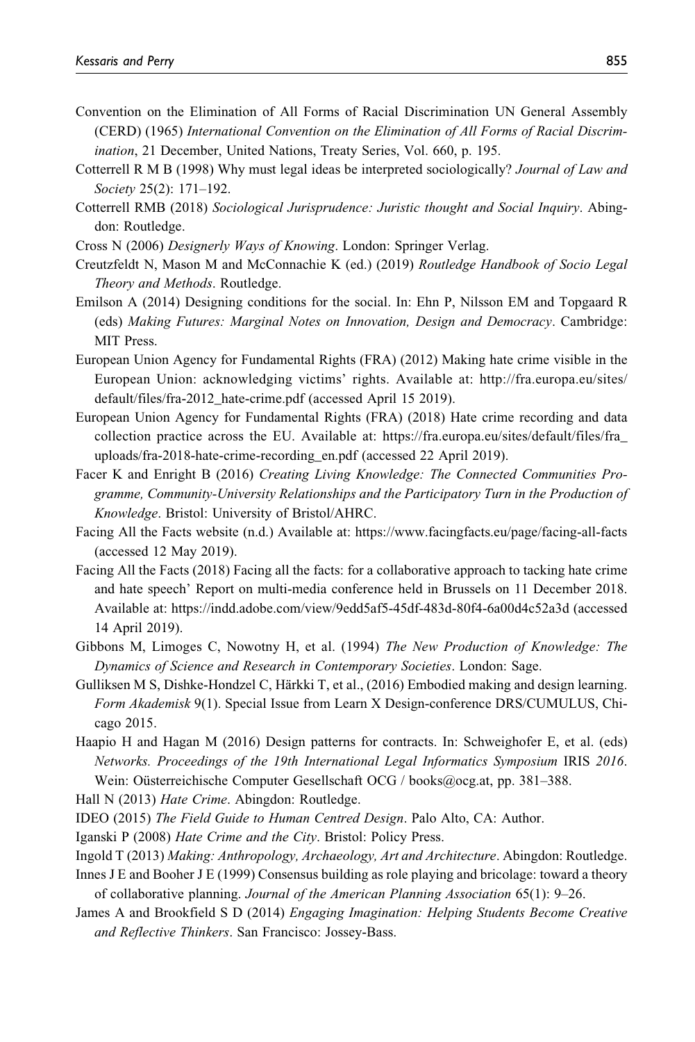Convention on the Elimination of All Forms of Racial Discrimination UN General Assembly (CERD) (1965) *International Convention on the Elimination of All Forms of Racial Discrimination*, 21 December, United Nations, Treaty Series, Vol. 660, p. 195.

Cotterrell R M B (1998) Why must legal ideas be interpreted sociologically? *Journal of Law and Society* 25(2): 171–192.

Cotterrell RMB (2018) *Sociological Jurisprudence: Juristic thought and Social Inquiry*. Abingdon: Routledge.

Cross N (2006) *Designerly Ways of Knowing*. London: Springer Verlag.

Creutzfeldt N, Mason M and McConnachie K (ed.) (2019) *Routledge Handbook of Socio Legal Theory and Methods*. Routledge.

Emilson A (2014) Designing conditions for the social. In: Ehn P, Nilsson EM and Topgaard R (eds) *Making Futures: Marginal Notes on Innovation, Design and Democracy*. Cambridge: MIT Press.

European Union Agency for Fundamental Rights (FRA) (2012) Making hate crime visible in the European Union: acknowledging victims' rights. Available at: http://fra.europa.eu/sites/default/files/fra-2012_hate-crime.pdf (accessed April 15 2019).

European Union Agency for Fundamental Rights (FRA) (2018) Hate crime recording and data collection practice across the EU. Available at: https://fra.europa.eu/sites/default/files/fra_uploads/fra-2018-hate-crime-recording_en.pdf (accessed 22 April 2019).

Facer K and Enright B (2016) *Creating Living Knowledge: The Connected Communities Programme, Community-University Relationships and the Participatory Turn in the Production of Knowledge*. Bristol: University of Bristol/AHRC.

Facing All the Facts website (n.d.) Available at: https://www.facingfacts.eu/page/facing-all-facts (accessed 12 May 2019).

Facing All the Facts (2018) Facing all the facts: for a collaborative approach to tacking hate crime and hate speech' Report on multi-media conference held in Brussels on 11 December 2018. Available at: https://indd.adobe.com/view/9edd5af5-45df-483d-80f4-6a00d4c52a3d (accessed 14 April 2019).

Gibbons M, Limoges C, Nowotny H, et al. (1994) *The New Production of Knowledge: The Dynamics of Science and Research in Contemporary Societies*. London: Sage.

Gulliksen M S, Dishke-Hondzel C, Härkki T, et al., (2016) Embodied making and design learning. *Form Akademisk* 9(1). Special Issue from Learn X Design-conference DRS/CUMULUS, Chicago 2015.

Haapio H and Hagan M (2016) Design patterns for contracts. In: Schweighofer E, et al. (eds) *Networks. Proceedings of the 19th International Legal Informatics Symposium* IRIS *2016*. Wein: Oüsterreichische Computer Gesellschaft OCG / books@ocg.at, pp. 381–388.

Hall N (2013) *Hate Crime*. Abingdon: Routledge.

IDEO (2015) *The Field Guide to Human Centred Design*. Palo Alto, CA: Author.

Iganski P (2008) *Hate Crime and the City*. Bristol: Policy Press.

Ingold T (2013) *Making: Anthropology, Archaeology, Art and Architecture*. Abingdon: Routledge.

Innes J E and Booher J E (1999) Consensus building as role playing and bricolage: toward a theory of collaborative planning. *Journal of the American Planning Association* 65(1): 9–26.

James A and Brookfield S D (2014) *Engaging Imagination: Helping Students Become Creative and Reflective Thinkers*. San Francisco: Jossey-Bass.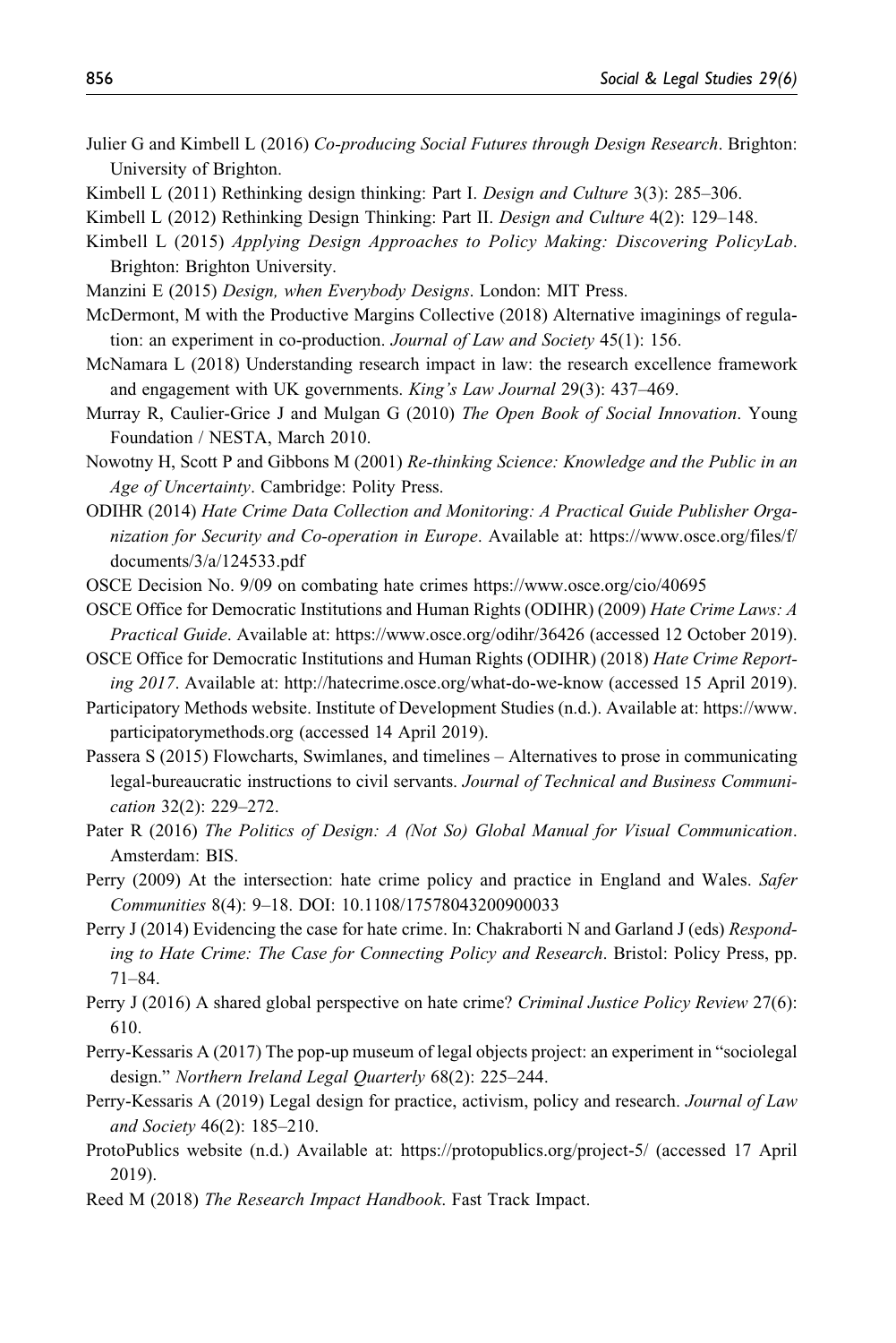Julier G and Kimbell L (2016) *Co-producing Social Futures through Design Research*. Brighton: University of Brighton.

Kimbell L (2011) Rethinking design thinking: Part I. *Design and Culture* 3(3): 285–306.

Kimbell L (2012) Rethinking Design Thinking: Part II. *Design and Culture* 4(2): 129–148.

Kimbell L (2015) *Applying Design Approaches to Policy Making: Discovering PolicyLab*. Brighton: Brighton University.

Manzini E (2015) *Design, when Everybody Designs*. London: MIT Press.

McDermont, M with the Productive Margins Collective (2018) Alternative imaginings of regulation: an experiment in co-production. *Journal of Law and Society* 45(1): 156.

McNamara L (2018) Understanding research impact in law: the research excellence framework and engagement with UK governments. *King's Law Journal* 29(3): 437–469.

Murray R, Caulier-Grice J and Mulgan G (2010) *The Open Book of Social Innovation*. Young Foundation / NESTA, March 2010.

Nowotny H, Scott P and Gibbons M (2001) *Re-thinking Science: Knowledge and the Public in an Age of Uncertainty*. Cambridge: Polity Press.

ODIHR (2014) *Hate Crime Data Collection and Monitoring: A Practical Guide Publisher Organization for Security and Co-operation in Europe*. Available at: https://www.osce.org/files/f/documents/3/a/124533.pdf

OSCE Decision No. 9/09 on combating hate crimes https://www.osce.org/cio/40695

OSCE Office for Democratic Institutions and Human Rights (ODIHR) (2009) *Hate Crime Laws: A Practical Guide*. Available at: https://www.osce.org/odihr/36426 (accessed 12 October 2019).

OSCE Office for Democratic Institutions and Human Rights (ODIHR) (2018) *Hate Crime Reporting 2017*. Available at: http://hatecrime.osce.org/what-do-we-know (accessed 15 April 2019).

Participatory Methods website. Institute of Development Studies (n.d.). Available at: https://www.participatorymethods.org (accessed 14 April 2019).

Passera S (2015) Flowcharts, Swimlanes, and timelines – Alternatives to prose in communicating legal-bureaucratic instructions to civil servants. *Journal of Technical and Business Communication* 32(2): 229–272.

Pater R (2016) *The Politics of Design: A (Not So) Global Manual for Visual Communication*. Amsterdam: BIS.

Perry (2009) At the intersection: hate crime policy and practice in England and Wales. *Safer Communities* 8(4): 9–18. DOI: 10.1108/17578043200900033

Perry J (2014) Evidencing the case for hate crime. In: Chakraborti N and Garland J (eds) *Responding to Hate Crime: The Case for Connecting Policy and Research*. Bristol: Policy Press, pp. 71–84.

Perry J (2016) A shared global perspective on hate crime? *Criminal Justice Policy Review* 27(6): 610.

Perry-Kessaris A (2017) The pop-up museum of legal objects project: an experiment in "sociolegal design." *Northern Ireland Legal Quarterly* 68(2): 225–244.

Perry-Kessaris A (2019) Legal design for practice, activism, policy and research. *Journal of Law and Society* 46(2): 185–210.

ProtoPublics website (n.d.) Available at: https://protopublics.org/project-5/ (accessed 17 April 2019).

Reed M (2018) *The Research Impact Handbook*. Fast Track Impact.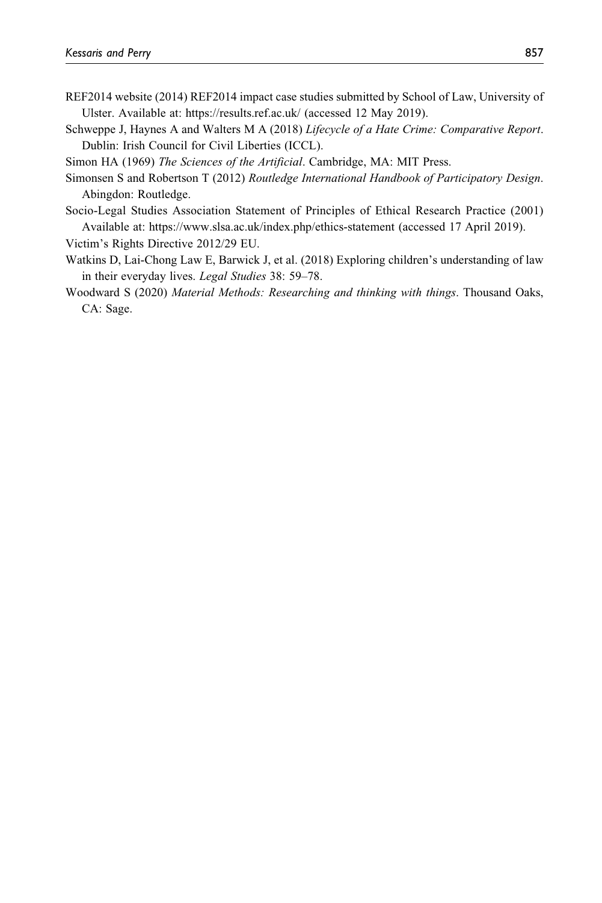REF2014 website (2014) REF2014 impact case studies submitted by School of Law, University of Ulster. Available at: https://results.ref.ac.uk/ (accessed 12 May 2019).

Schweppe J, Haynes A and Walters M A (2018) *Lifecycle of a Hate Crime: Comparative Report*. Dublin: Irish Council for Civil Liberties (ICCL).

Simon HA (1969) *The Sciences of the Artificial*. Cambridge, MA: MIT Press.

Simonsen S and Robertson T (2012) *Routledge International Handbook of Participatory Design*. Abingdon: Routledge.

Socio-Legal Studies Association Statement of Principles of Ethical Research Practice (2001) Available at: https://www.slsa.ac.uk/index.php/ethics-statement (accessed 17 April 2019).

Victim's Rights Directive 2012/29 EU.

Watkins D, Lai-Chong Law E, Barwick J, et al. (2018) Exploring children's understanding of law in their everyday lives. *Legal Studies* 38: 59–78.

Woodward S (2020) *Material Methods: Researching and thinking with things*. Thousand Oaks, CA: Sage.